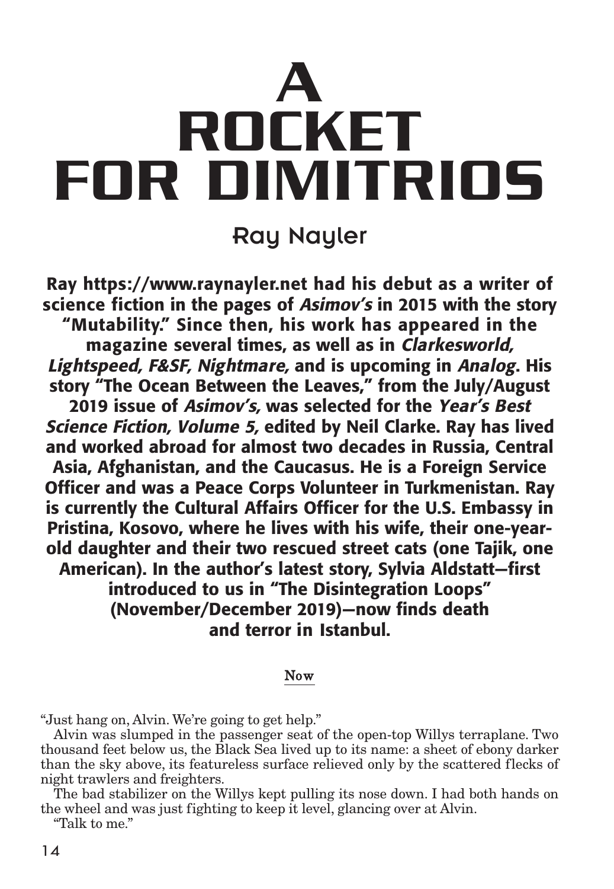# A ROCKET FOR DIMITRIOS

## Ray Nayler

**Ray https://www.raynayler.net had his debut as a writer of science fiction in the pages of *Asimov's* in 2015 with the story "Mutability." Since then, his work has appeared in the magazine several times, as well as in *Clarkesworld, Lightspeed, F&SF, Nightmare,* and is upcoming in *Analog*. His story "The Ocean Between the Leaves," from the July/August 2019 issue of *Asimov's,* was selected for the *Year's Best Science Fiction, Volume 5,* edited by Neil Clarke. Ray has lived and worked abroad for almost two decades in Russia, Central Asia, Afghanistan, and the Caucasus. He is a Foreign Service Officer and was a Peace Corps Volunteer in Turkmenistan. Ray is currently the Cultural Affairs Officer for the U.S. Embassy in Pristina, Kosovo, where he lives with his wife, their one-year-old daughter and their two rescued street cats (one Tajik, one American). In the author's latest story, Sylvia Aldstatt—first introduced to us in "The Disintegration Loops" (November/December 2019)—now finds death and terror in Istanbul.**

### Now

"Just hang on, Alvin. We're going to get help."

Alvin was slumped in the passenger seat of the open-top Willys terraplane. Two thousand feet below us, the Black Sea lived up to its name: a sheet of ebony darker than the sky above, its featureless surface relieved only by the scattered flecks of night trawlers and freighters.

The bad stabilizer on the Willys kept pulling its nose down. I had both hands on the wheel and was just fighting to keep it level, glancing over at Alvin.

"Talk to me."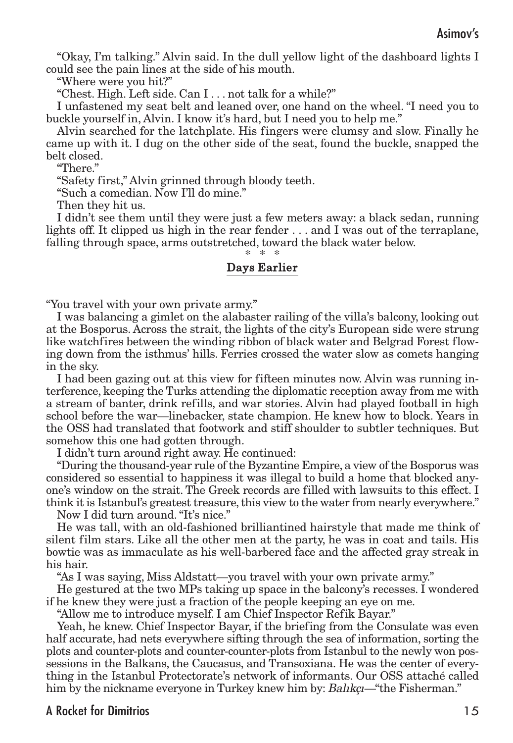"Okay, I'm talking." Alvin said. In the dull yellow light of the dashboard lights I could see the pain lines at the side of his mouth.

"Where were you hit?"

"Chest. High. Left side. Can I . . . not talk for a while?"

I unfastened my seat belt and leaned over, one hand on the wheel. "I need you to buckle yourself in, Alvin. I know it's hard, but I need you to help me."

Alvin searched for the latchplate. His fingers were clumsy and slow. Finally he came up with it. I dug on the other side of the seat, found the buckle, snapped the belt closed.

"There."

"Safety first," Alvin grinned through bloody teeth.

"Such a comedian. Now I'll do mine."

Then they hit us.

I didn't see them until they were just a few meters away: a black sedan, running lights off. It clipped us high in the rear fender . . . and I was out of the terraplane, falling through space, arms outstretched, toward the black water below.

\* \* \*

## Days Earlier

"You travel with your own private army."

I was balancing a gimlet on the alabaster railing of the villa's balcony, looking out at the Bosporus. Across the strait, the lights of the city's European side were strung like watchfires between the winding ribbon of black water and Belgrad Forest flowing down from the isthmus' hills. Ferries crossed the water slow as comets hanging in the sky.

I had been gazing out at this view for fifteen minutes now. Alvin was running interference, keeping the Turks attending the diplomatic reception away from me with a stream of banter, drink refills, and war stories. Alvin had played football in high school before the war—linebacker, state champion. He knew how to block. Years in the OSS had translated that footwork and stiff shoulder to subtler techniques. But somehow this one had gotten through.

I didn't turn around right away. He continued:

"During the thousand-year rule of the Byzantine Empire, a view of the Bosporus was considered so essential to happiness it was illegal to build a home that blocked anyone's window on the strait. The Greek records are filled with lawsuits to this effect. I think it is Istanbul's greatest treasure, this view to the water from nearly everywhere."

Now I did turn around. "It's nice."

He was tall, with an old-fashioned brilliantined hairstyle that made me think of silent film stars. Like all the other men at the party, he was in coat and tails. His bowtie was as immaculate as his well-barbered face and the affected gray streak in his hair.

"As I was saying, Miss Aldstatt—you travel with your own private army."

He gestured at the two MPs taking up space in the balcony's recesses. I wondered if he knew they were just a fraction of the people keeping an eye on me.

"Allow me to introduce myself. I am Chief Inspector Refik Bayar."

Yeah, he knew. Chief Inspector Bayar, if the briefing from the Consulate was even half accurate, had nets everywhere sifting through the sea of information, sorting the plots and counter-plots and counter-counter-plots from Istanbul to the newly won possessions in the Balkans, the Caucasus, and Transoxiana. He was the center of everything in the Istanbul Protectorate's network of informants. Our OSS attaché called him by the nickname everyone in Turkey knew him by: *Balıkçı*—"the Fisherman."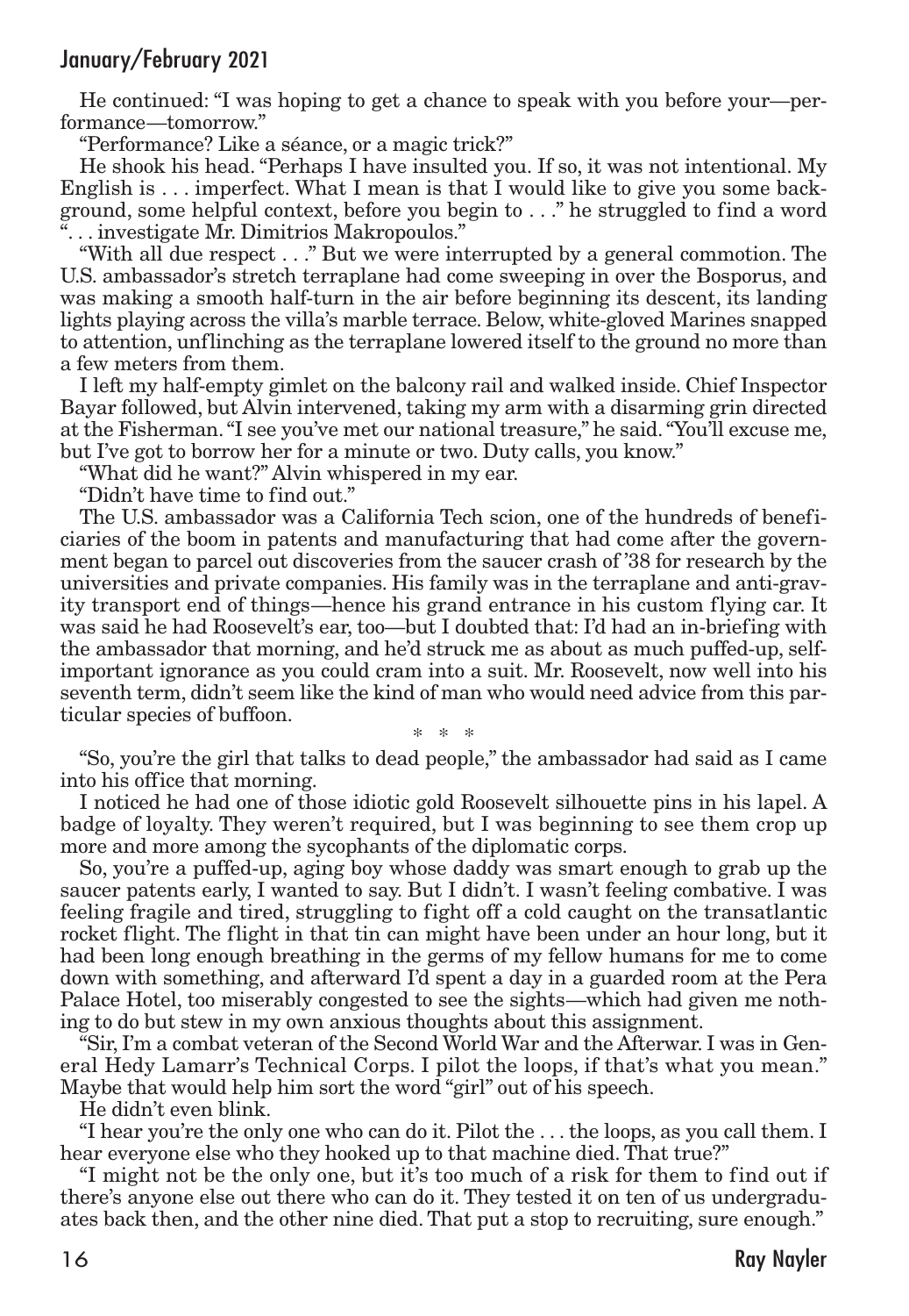He continued: "I was hoping to get a chance to speak with you before your—performance—tomorrow."

"Performance? Like a séance, or a magic trick?"

He shook his head. "Perhaps I have insulted you. If so, it was not intentional. My English is . . . imperfect. What I mean is that I would like to give you some background, some helpful context, before you begin to . . ." he struggled to find a word ". . . investigate Mr. Dimitrios Makropoulos."

"With all due respect . . ." But we were interrupted by a general commotion. The U.S. ambassador's stretch terraplane had come sweeping in over the Bosporus, and was making a smooth half-turn in the air before beginning its descent, its landing lights playing across the villa's marble terrace. Below, white-gloved Marines snapped to attention, unflinching as the terraplane lowered itself to the ground no more than a few meters from them.

I left my half-empty gimlet on the balcony rail and walked inside. Chief Inspector Bayar followed, but Alvin intervened, taking my arm with a disarming grin directed at the Fisherman. "I see you've met our national treasure," he said. "You'll excuse me, but I've got to borrow her for a minute or two. Duty calls, you know."

"What did he want?" Alvin whispered in my ear.

"Didn't have time to find out."

The U.S. ambassador was a California Tech scion, one of the hundreds of beneficiaries of the boom in patents and manufacturing that had come after the government began to parcel out discoveries from the saucer crash of '38 for research by the universities and private companies. His family was in the terraplane and anti-gravity transport end of things—hence his grand entrance in his custom flying car. It was said he had Roosevelt's ear, too—but I doubted that: I'd had an in-briefing with the ambassador that morning, and he'd struck me as about as much puffed-up, self-important ignorance as you could cram into a suit. Mr. Roosevelt, now well into his seventh term, didn't seem like the kind of man who would need advice from this particular species of buffoon.

\* \* \*

"So, you're the girl that talks to dead people," the ambassador had said as I came into his office that morning.

I noticed he had one of those idiotic gold Roosevelt silhouette pins in his lapel. A badge of loyalty. They weren't required, but I was beginning to see them crop up more and more among the sycophants of the diplomatic corps.

So, you're a puffed-up, aging boy whose daddy was smart enough to grab up the saucer patents early, I wanted to say. But I didn't. I wasn't feeling combative. I was feeling fragile and tired, struggling to fight off a cold caught on the transatlantic rocket flight. The flight in that tin can might have been under an hour long, but it had been long enough breathing in the germs of my fellow humans for me to come down with something, and afterward I'd spent a day in a guarded room at the Pera Palace Hotel, too miserably congested to see the sights—which had given me nothing to do but stew in my own anxious thoughts about this assignment.

"Sir, I'm a combat veteran of the Second World War and the Afterwar. I was in General Hedy Lamarr's Technical Corps. I pilot the loops, if that's what you mean." Maybe that would help him sort the word "girl" out of his speech.

He didn't even blink.

"I hear you're the only one who can do it. Pilot the . . . the loops, as you call them. I hear everyone else who they hooked up to that machine died. That true?"

"I might not be the only one, but it's too much of a risk for them to find out if there's anyone else out there who can do it. They tested it on ten of us undergraduates back then, and the other nine died. That put a stop to recruiting, sure enough."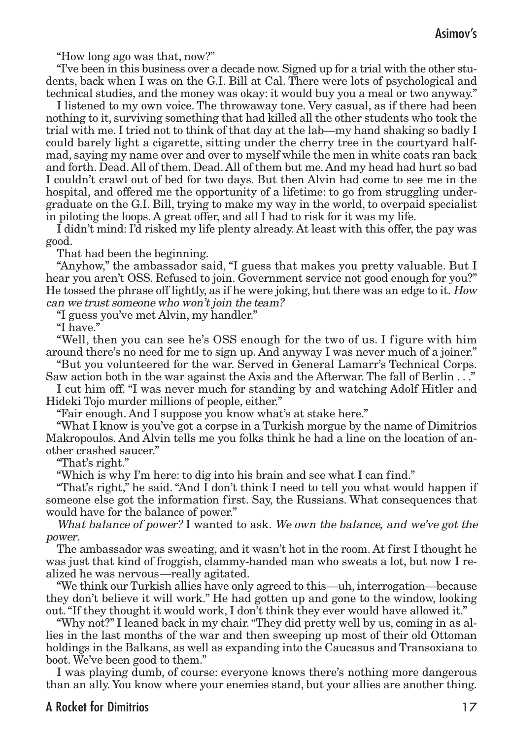"How long ago was that, now?"

"I've been in this business over a decade now. Signed up for a trial with the other students, back when I was on the G.I. Bill at Cal. There were lots of psychological and technical studies, and the money was okay: it would buy you a meal or two anyway."

I listened to my own voice. The throwaway tone. Very casual, as if there had been nothing to it, surviving something that had killed all the other students who took the trial with me. I tried not to think of that day at the lab—my hand shaking so badly I could barely light a cigarette, sitting under the cherry tree in the courtyard half-mad, saying my name over and over to myself while the men in white coats ran back and forth. Dead. All of them. Dead. All of them but me. And my head had hurt so bad I couldn't crawl out of bed for two days. But then Alvin had come to see me in the hospital, and offered me the opportunity of a lifetime: to go from struggling undergraduate on the G.I. Bill, trying to make my way in the world, to overpaid specialist in piloting the loops. A great offer, and all I had to risk for it was my life.

I didn't mind: I'd risked my life plenty already. At least with this offer, the pay was good.

That had been the beginning.

"Anyhow," the ambassador said, "I guess that makes you pretty valuable. But I hear you aren't OSS. Refused to join. Government service not good enough for you?" He tossed the phrase off lightly, as if he were joking, but there was an edge to it. *How can we trust someone who won't join the team?*

"I guess you've met Alvin, my handler."

"I have."

"Well, then you can see he's OSS enough for the two of us. I figure with him around there's no need for me to sign up. And anyway I was never much of a joiner."

"But you volunteered for the war. Served in General Lamarr's Technical Corps. Saw action both in the war against the Axis and the Afterwar. The fall of Berlin . . ."

I cut him off. "I was never much for standing by and watching Adolf Hitler and Hideki Tojo murder millions of people, either."

"Fair enough. And I suppose you know what's at stake here."

"What I know is you've got a corpse in a Turkish morgue by the name of Dimitrios Makropoulos. And Alvin tells me you folks think he had a line on the location of another crashed saucer."

"That's right."

"Which is why I'm here: to dig into his brain and see what I can find."

"That's right," he said. "And I don't think I need to tell you what would happen if someone else got the information first. Say, the Russians. What consequences that would have for the balance of power."

*What balance of power?* I wanted to ask. *We own the balance, and we've got the power.*

The ambassador was sweating, and it wasn't hot in the room. At first I thought he was just that kind of froggish, clammy-handed man who sweats a lot, but now I realized he was nervous—really agitated.

"We think our Turkish allies have only agreed to this—uh, interrogation—because they don't believe it will work." He had gotten up and gone to the window, looking out. "If they thought it would work, I don't think they ever would have allowed it."

"Why not?" I leaned back in my chair. "They did pretty well by us, coming in as allies in the last months of the war and then sweeping up most of their old Ottoman holdings in the Balkans, as well as expanding into the Caucasus and Transoxiana to boot. We've been good to them."

I was playing dumb, of course: everyone knows there's nothing more dangerous than an ally. You know where your enemies stand, but your allies are another thing.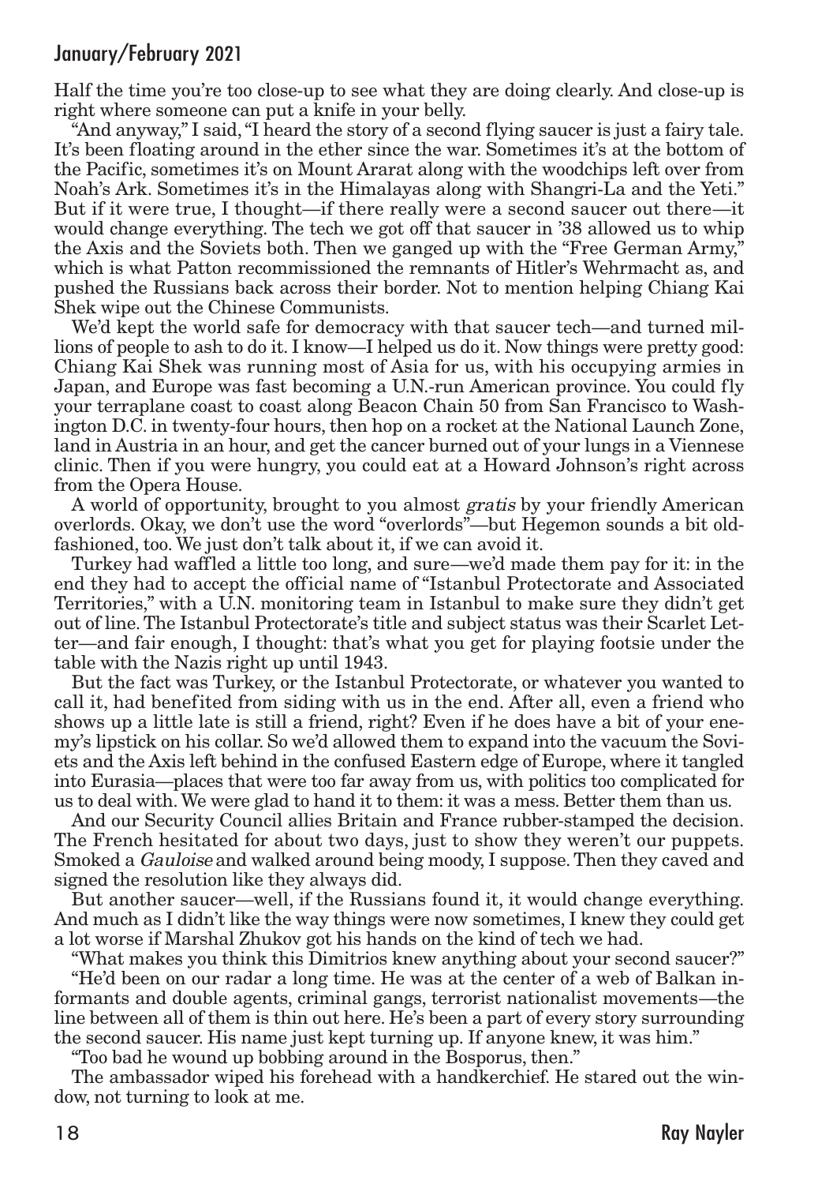Half the time you're too close-up to see what they are doing clearly. And close-up is right where someone can put a knife in your belly.

"And anyway," I said, "I heard the story of a second flying saucer is just a fairy tale. It's been floating around in the ether since the war. Sometimes it's at the bottom of the Pacific, sometimes it's on Mount Ararat along with the woodchips left over from Noah's Ark. Sometimes it's in the Himalayas along with Shangri-La and the Yeti." But if it were true, I thought—if there really were a second saucer out there—it would change everything. The tech we got off that saucer in '38 allowed us to whip the Axis and the Soviets both. Then we ganged up with the "Free German Army," which is what Patton recommissioned the remnants of Hitler's Wehrmacht as, and pushed the Russians back across their border. Not to mention helping Chiang Kai Shek wipe out the Chinese Communists.

We'd kept the world safe for democracy with that saucer tech—and turned millions of people to ash to do it. I know—I helped us do it. Now things were pretty good: Chiang Kai Shek was running most of Asia for us, with his occupying armies in Japan, and Europe was fast becoming a U.N.-run American province. You could fly your terraplane coast to coast along Beacon Chain 50 from San Francisco to Washington D.C. in twenty-four hours, then hop on a rocket at the National Launch Zone, land in Austria in an hour, and get the cancer burned out of your lungs in a Viennese clinic. Then if you were hungry, you could eat at a Howard Johnson's right across from the Opera House.

A world of opportunity, brought to you almost *gratis* by your friendly American overlords. Okay, we don't use the word "overlords"—but Hegemon sounds a bit old-fashioned, too. We just don't talk about it, if we can avoid it.

Turkey had waffled a little too long, and sure—we'd made them pay for it: in the end they had to accept the official name of "Istanbul Protectorate and Associated Territories," with a U.N. monitoring team in Istanbul to make sure they didn't get out of line. The Istanbul Protectorate's title and subject status was their Scarlet Letter—and fair enough, I thought: that's what you get for playing footsie under the table with the Nazis right up until 1943.

But the fact was Turkey, or the Istanbul Protectorate, or whatever you wanted to call it, had benefited from siding with us in the end. After all, even a friend who shows up a little late is still a friend, right? Even if he does have a bit of your enemy's lipstick on his collar. So we'd allowed them to expand into the vacuum the Soviets and the Axis left behind in the confused Eastern edge of Europe, where it tangled into Eurasia—places that were too far away from us, with politics too complicated for us to deal with. We were glad to hand it to them: it was a mess. Better them than us.

And our Security Council allies Britain and France rubber-stamped the decision. The French hesitated for about two days, just to show they weren't our puppets. Smoked a *Gauloise* and walked around being moody, I suppose. Then they caved and signed the resolution like they always did.

But another saucer—well, if the Russians found it, it would change everything. And much as I didn't like the way things were now sometimes, I knew they could get a lot worse if Marshal Zhukov got his hands on the kind of tech we had.

"What makes you think this Dimitrios knew anything about your second saucer?"

"He'd been on our radar a long time. He was at the center of a web of Balkan informants and double agents, criminal gangs, terrorist nationalist movements—the line between all of them is thin out here. He's been a part of every story surrounding the second saucer. His name just kept turning up. If anyone knew, it was him."

"Too bad he wound up bobbing around in the Bosporus, then."

The ambassador wiped his forehead with a handkerchief. He stared out the window, not turning to look at me.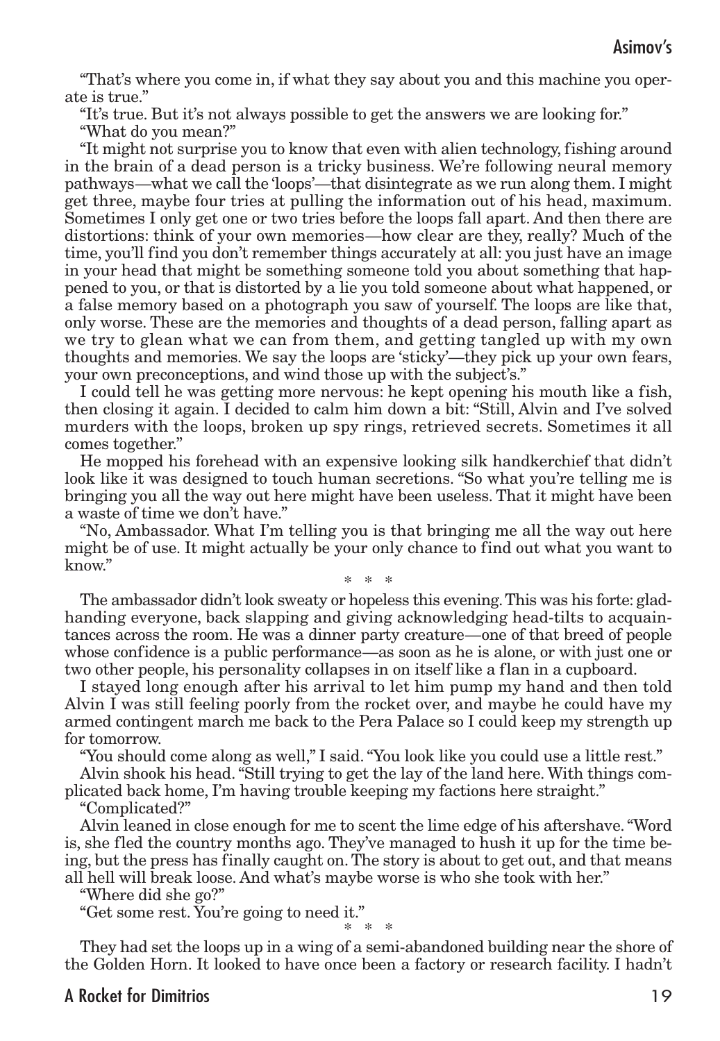"That's where you come in, if what they say about you and this machine you operate is true."

"It's true. But it's not always possible to get the answers we are looking for."

"What do you mean?"

"It might not surprise you to know that even with alien technology, fishing around in the brain of a dead person is a tricky business. We're following neural memory pathways—what we call the 'loops'—that disintegrate as we run along them. I might get three, maybe four tries at pulling the information out of his head, maximum. Sometimes I only get one or two tries before the loops fall apart. And then there are distortions: think of your own memories—how clear are they, really? Much of the time, you'll find you don't remember things accurately at all: you just have an image in your head that might be something someone told you about something that happened to you, or that is distorted by a lie you told someone about what happened, or a false memory based on a photograph you saw of yourself. The loops are like that, only worse. These are the memories and thoughts of a dead person, falling apart as we try to glean what we can from them, and getting tangled up with my own thoughts and memories. We say the loops are 'sticky'—they pick up your own fears, your own preconceptions, and wind those up with the subject's."

I could tell he was getting more nervous: he kept opening his mouth like a fish, then closing it again. I decided to calm him down a bit: "Still, Alvin and I've solved murders with the loops, broken up spy rings, retrieved secrets. Sometimes it all comes together."

He mopped his forehead with an expensive looking silk handkerchief that didn't look like it was designed to touch human secretions. "So what you're telling me is bringing you all the way out here might have been useless. That it might have been a waste of time we don't have."

"No, Ambassador. What I'm telling you is that bringing me all the way out here might be of use. It might actually be your only chance to find out what you want to know."

\* \* \*

The ambassador didn't look sweaty or hopeless this evening. This was his forte: gladhanding everyone, back slapping and giving acknowledging head-tilts to acquaintances across the room. He was a dinner party creature—one of that breed of people whose confidence is a public performance—as soon as he is alone, or with just one or two other people, his personality collapses in on itself like a flan in a cupboard.

I stayed long enough after his arrival to let him pump my hand and then told Alvin I was still feeling poorly from the rocket over, and maybe he could have my armed contingent march me back to the Pera Palace so I could keep my strength up for tomorrow.

"You should come along as well," I said. "You look like you could use a little rest."

Alvin shook his head. "Still trying to get the lay of the land here. With things complicated back home, I'm having trouble keeping my factions here straight."

"Complicated?"

Alvin leaned in close enough for me to scent the lime edge of his aftershave. "Word is, she fled the country months ago. They've managed to hush it up for the time being, but the press has finally caught on. The story is about to get out, and that means all hell will break loose. And what's maybe worse is who she took with her."

"Where did she go?"

"Get some rest. You're going to need it."

\* \* \*

They had set the loops up in a wing of a semi-abandoned building near the shore of the Golden Horn. It looked to have once been a factory or research facility. I hadn't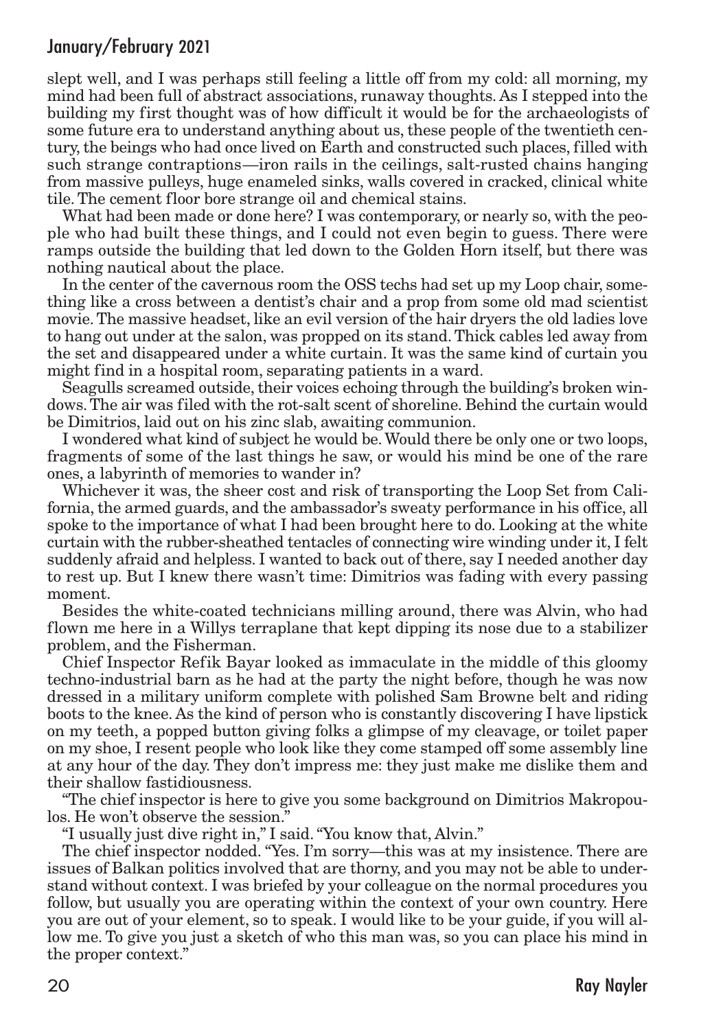slept well, and I was perhaps still feeling a little off from my cold: all morning, my mind had been full of abstract associations, runaway thoughts. As I stepped into the building my first thought was of how difficult it would be for the archaeologists of some future era to understand anything about us, these people of the twentieth century, the beings who had once lived on Earth and constructed such places, filled with such strange contraptions—iron rails in the ceilings, salt-rusted chains hanging from massive pulleys, huge enameled sinks, walls covered in cracked, clinical white tile. The cement floor bore strange oil and chemical stains.

What had been made or done here? I was contemporary, or nearly so, with the people who had built these things, and I could not even begin to guess. There were ramps outside the building that led down to the Golden Horn itself, but there was nothing nautical about the place.

In the center of the cavernous room the OSS techs had set up my Loop chair, something like a cross between a dentist's chair and a prop from some old mad scientist movie. The massive headset, like an evil version of the hair dryers the old ladies love to hang out under at the salon, was propped on its stand. Thick cables led away from the set and disappeared under a white curtain. It was the same kind of curtain you might find in a hospital room, separating patients in a ward.

Seagulls screamed outside, their voices echoing through the building's broken windows. The air was filed with the rot-salt scent of shoreline. Behind the curtain would be Dimitrios, laid out on his zinc slab, awaiting communion.

I wondered what kind of subject he would be. Would there be only one or two loops, fragments of some of the last things he saw, or would his mind be one of the rare ones, a labyrinth of memories to wander in?

Whichever it was, the sheer cost and risk of transporting the Loop Set from California, the armed guards, and the ambassador's sweaty performance in his office, all spoke to the importance of what I had been brought here to do. Looking at the white curtain with the rubber-sheathed tentacles of connecting wire winding under it, I felt suddenly afraid and helpless. I wanted to back out of there, say I needed another day to rest up. But I knew there wasn't time: Dimitrios was fading with every passing moment.

Besides the white-coated technicians milling around, there was Alvin, who had flown me here in a Willys terraplane that kept dipping its nose due to a stabilizer problem, and the Fisherman.

Chief Inspector Refik Bayar looked as immaculate in the middle of this gloomy techno-industrial barn as he had at the party the night before, though he was now dressed in a military uniform complete with polished Sam Browne belt and riding boots to the knee. As the kind of person who is constantly discovering I have lipstick on my teeth, a popped button giving folks a glimpse of my cleavage, or toilet paper on my shoe, I resent people who look like they come stamped off some assembly line at any hour of the day. They don't impress me: they just make me dislike them and their shallow fastidiousness.

"The chief inspector is here to give you some background on Dimitrios Makropoulos. He won't observe the session."

"I usually just dive right in," I said. "You know that, Alvin."

The chief inspector nodded. "Yes. I'm sorry—this was at my insistence. There are issues of Balkan politics involved that are thorny, and you may not be able to understand without context. I was briefed by your colleague on the normal procedures you follow, but usually you are operating within the context of your own country. Here you are out of your element, so to speak. I would like to be your guide, if you will allow me. To give you just a sketch of who this man was, so you can place his mind in the proper context."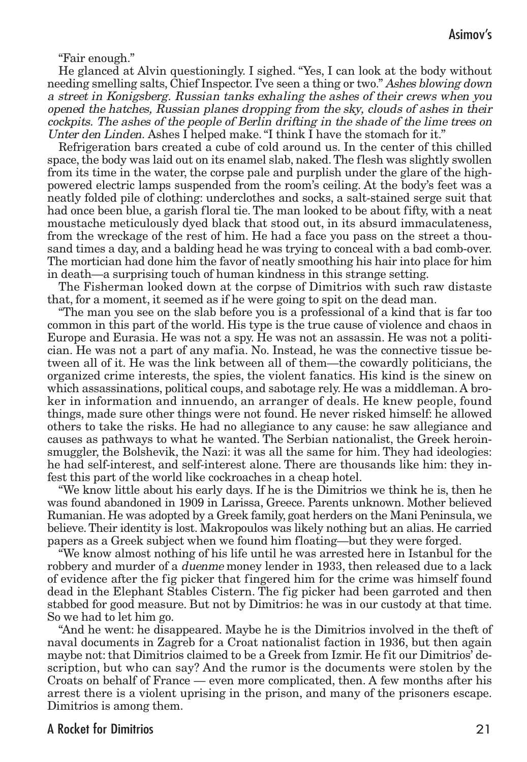"Fair enough."

He glanced at Alvin questioningly. I sighed. "Yes, I can look at the body without needing smelling salts, Chief Inspector. I've seen a thing or two." *Ashes blowing down a street in Konigsberg. Russian tanks exhaling the ashes of their crews when you opened the hatches, Russian planes dropping from the sky, clouds of ashes in their cockpits. The ashes of the people of Berlin drifting in the shade of the lime trees on Unter den Linden.* Ashes I helped make. "I think I have the stomach for it."

Refrigeration bars created a cube of cold around us. In the center of this chilled space, the body was laid out on its enamel slab, naked. The flesh was slightly swollen from its time in the water, the corpse pale and purplish under the glare of the high-powered electric lamps suspended from the room's ceiling. At the body's feet was a neatly folded pile of clothing: underclothes and socks, a salt-stained serge suit that had once been blue, a garish floral tie. The man looked to be about fifty, with a neat moustache meticulously dyed black that stood out, in its absurd immaculateness, from the wreckage of the rest of him. He had a face you pass on the street a thousand times a day, and a balding head he was trying to conceal with a bad comb-over. The mortician had done him the favor of neatly smoothing his hair into place for him in death—a surprising touch of human kindness in this strange setting.

The Fisherman looked down at the corpse of Dimitrios with such raw distaste that, for a moment, it seemed as if he were going to spit on the dead man.

"The man you see on the slab before you is a professional of a kind that is far too common in this part of the world. His type is the true cause of violence and chaos in Europe and Eurasia. He was not a spy. He was not an assassin. He was not a politician. He was not a part of any mafia. No. Instead, he was the connective tissue between all of it. He was the link between all of them—the cowardly politicians, the organized crime interests, the spies, the violent fanatics. His kind is the sinew on which assassinations, political coups, and sabotage rely. He was a middleman. A broker in information and innuendo, an arranger of deals. He knew people, found things, made sure other things were not found. He never risked himself: he allowed others to take the risks. He had no allegiance to any cause: he saw allegiance and causes as pathways to what he wanted. The Serbian nationalist, the Greek heroin-smuggler, the Bolshevik, the Nazi: it was all the same for him. They had ideologies: he had self-interest, and self-interest alone. There are thousands like him: they infest this part of the world like cockroaches in a cheap hotel.

"We know little about his early days. If he is the Dimitrios we think he is, then he was found abandoned in 1909 in Larissa, Greece. Parents unknown. Mother believed Rumanian. He was adopted by a Greek family, goat herders on the Mani Peninsula, we believe. Their identity is lost. Makropoulos was likely nothing but an alias. He carried papers as a Greek subject when we found him floating—but they were forged.

"We know almost nothing of his life until he was arrested here in Istanbul for the robbery and murder of a *duenme* money lender in 1933, then released due to a lack of evidence after the fig picker that fingered him for the crime was himself found dead in the Elephant Stables Cistern. The fig picker had been garroted and then stabbed for good measure. But not by Dimitrios: he was in our custody at that time. So we had to let him go.

"And he went: he disappeared. Maybe he is the Dimitrios involved in the theft of naval documents in Zagreb for a Croat nationalist faction in 1936, but then again maybe not: that Dimitrios claimed to be a Greek from Izmir. He fit our Dimitrios' description, but who can say? And the rumor is the documents were stolen by the Croats on behalf of France — even more complicated, then. A few months after his arrest there is a violent uprising in the prison, and many of the prisoners escape. Dimitrios is among them.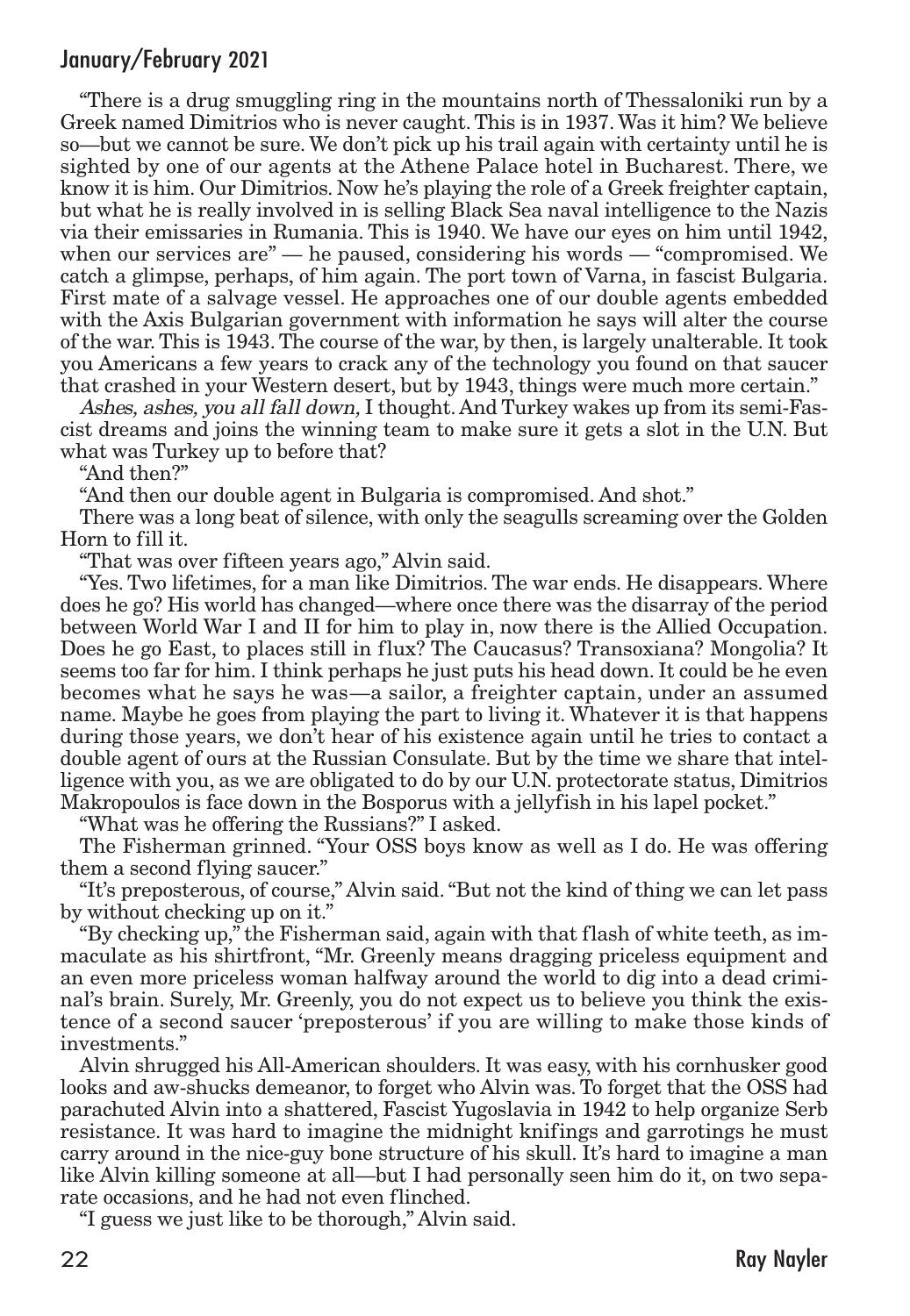"There is a drug smuggling ring in the mountains north of Thessaloniki run by a Greek named Dimitrios who is never caught. This is in 1937. Was it him? We believe so—but we cannot be sure. We don't pick up his trail again with certainty until he is sighted by one of our agents at the Athene Palace hotel in Bucharest. There, we know it is him. Our Dimitrios. Now he's playing the role of a Greek freighter captain, but what he is really involved in is selling Black Sea naval intelligence to the Nazis via their emissaries in Rumania. This is 1940. We have our eyes on him until 1942, when our services are" — he paused, considering his words — "compromised. We catch a glimpse, perhaps, of him again. The port town of Varna, in fascist Bulgaria. First mate of a salvage vessel. He approaches one of our double agents embedded with the Axis Bulgarian government with information he says will alter the course of the war. This is 1943. The course of the war, by then, is largely unalterable. It took you Americans a few years to crack any of the technology you found on that saucer that crashed in your Western desert, but by 1943, things were much more certain."

*Ashes, ashes, you all fall down,* I thought. And Turkey wakes up from its semi-Fascist dreams and joins the winning team to make sure it gets a slot in the U.N. But what was Turkey up to before that?

"And then?"

"And then our double agent in Bulgaria is compromised. And shot."

There was a long beat of silence, with only the seagulls screaming over the Golden Horn to fill it.

"That was over fifteen years ago," Alvin said.

"Yes. Two lifetimes, for a man like Dimitrios. The war ends. He disappears. Where does he go? His world has changed—where once there was the disarray of the period between World War I and II for him to play in, now there is the Allied Occupation. Does he go East, to places still in flux? The Caucasus? Transoxiana? Mongolia? It seems too far for him. I think perhaps he just puts his head down. It could be he even becomes what he says he was—a sailor, a freighter captain, under an assumed name. Maybe he goes from playing the part to living it. Whatever it is that happens during those years, we don't hear of his existence again until he tries to contact a double agent of ours at the Russian Consulate. But by the time we share that intelligence with you, as we are obligated to do by our U.N. protectorate status, Dimitrios Makropoulos is face down in the Bosporus with a jellyfish in his lapel pocket."

"What was he offering the Russians?" I asked.

The Fisherman grinned. "Your OSS boys know as well as I do. He was offering them a second flying saucer."

"It's preposterous, of course," Alvin said. "But not the kind of thing we can let pass by without checking up on it."

"By checking up," the Fisherman said, again with that flash of white teeth, as immaculate as his shirtfront, "Mr. Greenly means dragging priceless equipment and an even more priceless woman halfway around the world to dig into a dead criminal's brain. Surely, Mr. Greenly, you do not expect us to believe you think the existence of a second saucer 'preposterous' if you are willing to make those kinds of investments."

Alvin shrugged his All-American shoulders. It was easy, with his cornhusker good looks and aw-shucks demeanor, to forget who Alvin was. To forget that the OSS had parachuted Alvin into a shattered, Fascist Yugoslavia in 1942 to help organize Serb resistance. It was hard to imagine the midnight knifings and garrotings he must carry around in the nice-guy bone structure of his skull. It's hard to imagine a man like Alvin killing someone at all—but I had personally seen him do it, on two separate occasions, and he had not even flinched.

"I guess we just like to be thorough," Alvin said.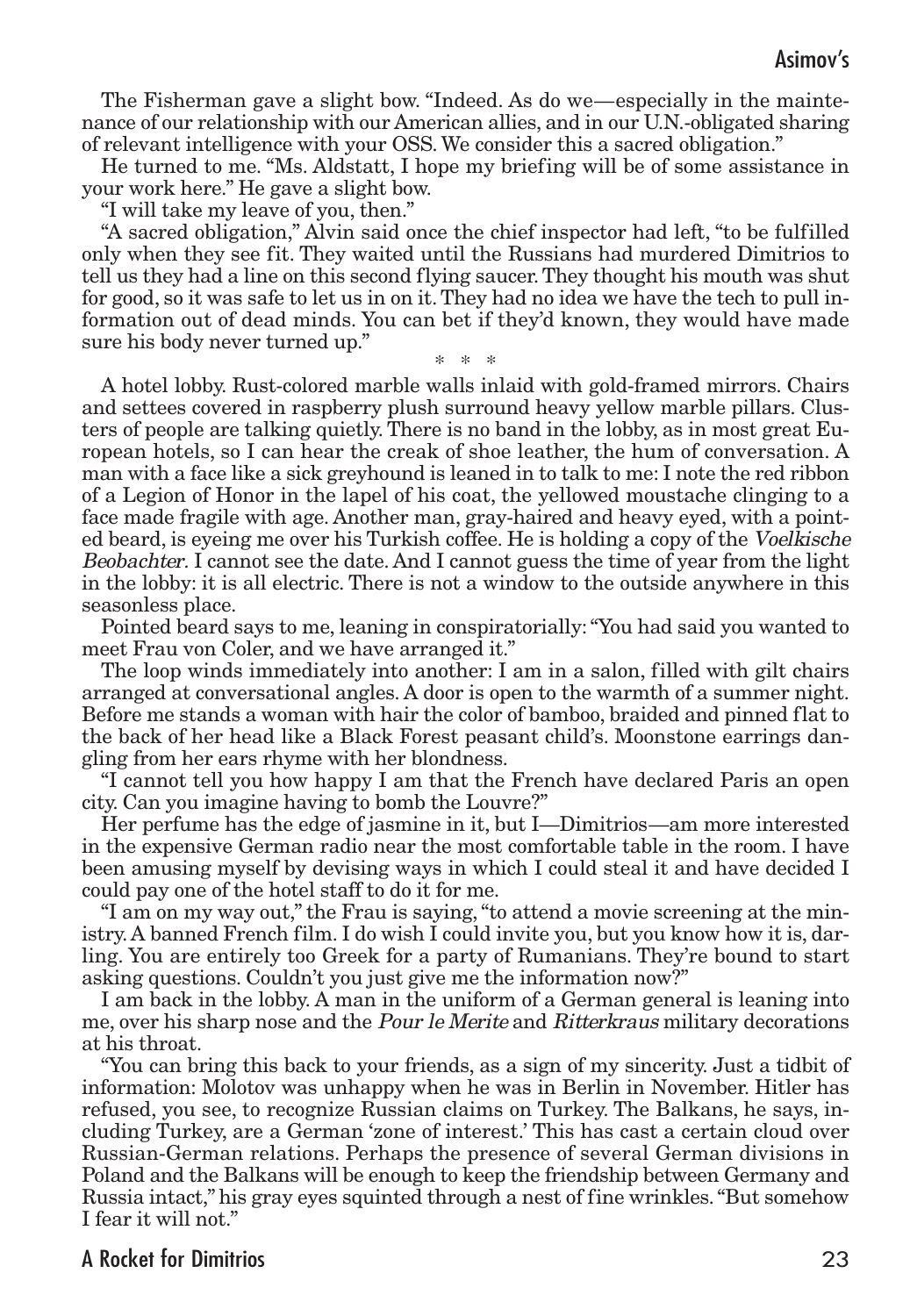The Fisherman gave a slight bow. "Indeed. As do we—especially in the maintenance of our relationship with our American allies, and in our U.N.-obligated sharing of relevant intelligence with your OSS. We consider this a sacred obligation."

He turned to me. "Ms. Aldstatt, I hope my briefing will be of some assistance in your work here." He gave a slight bow.

"I will take my leave of you, then."

"A sacred obligation," Alvin said once the chief inspector had left, "to be fulfilled only when they see fit. They waited until the Russians had murdered Dimitrios to tell us they had a line on this second flying saucer. They thought his mouth was shut for good, so it was safe to let us in on it. They had no idea we have the tech to pull information out of dead minds. You can bet if they'd known, they would have made sure his body never turned up."

\* \* \*

A hotel lobby. Rust-colored marble walls inlaid with gold-framed mirrors. Chairs and settees covered in raspberry plush surround heavy yellow marble pillars. Clusters of people are talking quietly. There is no band in the lobby, as in most great European hotels, so I can hear the creak of shoe leather, the hum of conversation. A man with a face like a sick greyhound is leaned in to talk to me: I note the red ribbon of a Legion of Honor in the lapel of his coat, the yellowed moustache clinging to a face made fragile with age. Another man, gray-haired and heavy eyed, with a pointed beard, is eyeing me over his Turkish coffee. He is holding a copy of the *Voelkische Beobachter*. I cannot see the date. And I cannot guess the time of year from the light in the lobby: it is all electric. There is not a window to the outside anywhere in this seasonless place.

Pointed beard says to me, leaning in conspiratorially: "You had said you wanted to meet Frau von Coler, and we have arranged it."

The loop winds immediately into another: I am in a salon, filled with gilt chairs arranged at conversational angles. A door is open to the warmth of a summer night. Before me stands a woman with hair the color of bamboo, braided and pinned flat to the back of her head like a Black Forest peasant child's. Moonstone earrings dangling from her ears rhyme with her blondness.

"I cannot tell you how happy I am that the French have declared Paris an open city. Can you imagine having to bomb the Louvre?"

Her perfume has the edge of jasmine in it, but I—Dimitrios—am more interested in the expensive German radio near the most comfortable table in the room. I have been amusing myself by devising ways in which I could steal it and have decided I could pay one of the hotel staff to do it for me.

"I am on my way out," the Frau is saying, "to attend a movie screening at the ministry. A banned French film. I do wish I could invite you, but you know how it is, darling. You are entirely too Greek for a party of Rumanians. They're bound to start asking questions. Couldn't you just give me the information now?"

I am back in the lobby. A man in the uniform of a German general is leaning into me, over his sharp nose and the *Pour le Merite* and *Ritterkraus* military decorations at his throat.

"You can bring this back to your friends, as a sign of my sincerity. Just a tidbit of information: Molotov was unhappy when he was in Berlin in November. Hitler has refused, you see, to recognize Russian claims on Turkey. The Balkans, he says, including Turkey, are a German 'zone of interest.' This has cast a certain cloud over Russian-German relations. Perhaps the presence of several German divisions in Poland and the Balkans will be enough to keep the friendship between Germany and Russia intact," his gray eyes squinted through a nest of fine wrinkles. "But somehow I fear it will not."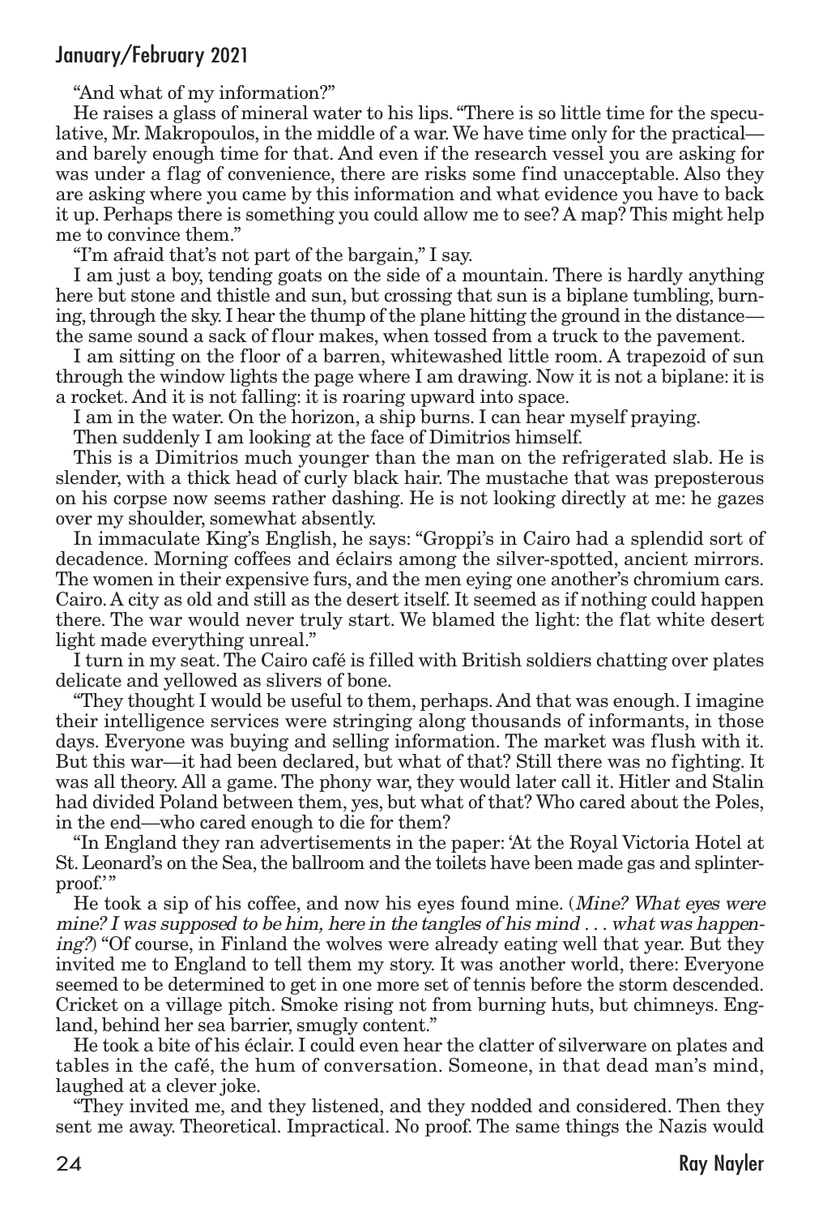"And what of my information?"

He raises a glass of mineral water to his lips. "There is so little time for the speculative, Mr. Makropoulos, in the middle of a war. We have time only for the practical—and barely enough time for that. And even if the research vessel you are asking for was under a flag of convenience, there are risks some find unacceptable. Also they are asking where you came by this information and what evidence you have to back it up. Perhaps there is something you could allow me to see? A map? This might help me to convince them."

"I'm afraid that's not part of the bargain," I say.

I am just a boy, tending goats on the side of a mountain. There is hardly anything here but stone and thistle and sun, but crossing that sun is a biplane tumbling, burning, through the sky. I hear the thump of the plane hitting the ground in the distance—the same sound a sack of flour makes, when tossed from a truck to the pavement.

I am sitting on the floor of a barren, whitewashed little room. A trapezoid of sun through the window lights the page where I am drawing. Now it is not a biplane: it is a rocket. And it is not falling: it is roaring upward into space.

I am in the water. On the horizon, a ship burns. I can hear myself praying.

Then suddenly I am looking at the face of Dimitrios himself.

This is a Dimitrios much younger than the man on the refrigerated slab. He is slender, with a thick head of curly black hair. The mustache that was preposterous on his corpse now seems rather dashing. He is not looking directly at me: he gazes over my shoulder, somewhat absently.

In immaculate King's English, he says: "Groppi's in Cairo had a splendid sort of decadence. Morning coffees and éclairs among the silver-spotted, ancient mirrors. The women in their expensive furs, and the men eying one another's chromium cars. Cairo. A city as old and still as the desert itself. It seemed as if nothing could happen there. The war would never truly start. We blamed the light: the flat white desert light made everything unreal."

I turn in my seat. The Cairo café is filled with British soldiers chatting over plates delicate and yellowed as slivers of bone.

"They thought I would be useful to them, perhaps. And that was enough. I imagine their intelligence services were stringing along thousands of informants, in those days. Everyone was buying and selling information. The market was flush with it. But this war—it had been declared, but what of that? Still there was no fighting. It was all theory. All a game. The phony war, they would later call it. Hitler and Stalin had divided Poland between them, yes, but what of that? Who cared about the Poles, in the end—who cared enough to die for them?

"In England they ran advertisements in the paper: 'At the Royal Victoria Hotel at St. Leonard's on the Sea, the ballroom and the toilets have been made gas and splinter-proof.'"

He took a sip of his coffee, and now his eyes found mine. (*Mine? What eyes were mine? I was supposed to be him, here in the tangles of his mind . . . what was happening?*) "Of course, in Finland the wolves were already eating well that year. But they invited me to England to tell them my story. It was another world, there: Everyone seemed to be determined to get in one more set of tennis before the storm descended. Cricket on a village pitch. Smoke rising not from burning huts, but chimneys. England, behind her sea barrier, smugly content."

He took a bite of his éclair. I could even hear the clatter of silverware on plates and tables in the café, the hum of conversation. Someone, in that dead man's mind, laughed at a clever joke.

"They invited me, and they listened, and they nodded and considered. Then they sent me away. Theoretical. Impractical. No proof. The same things the Nazis would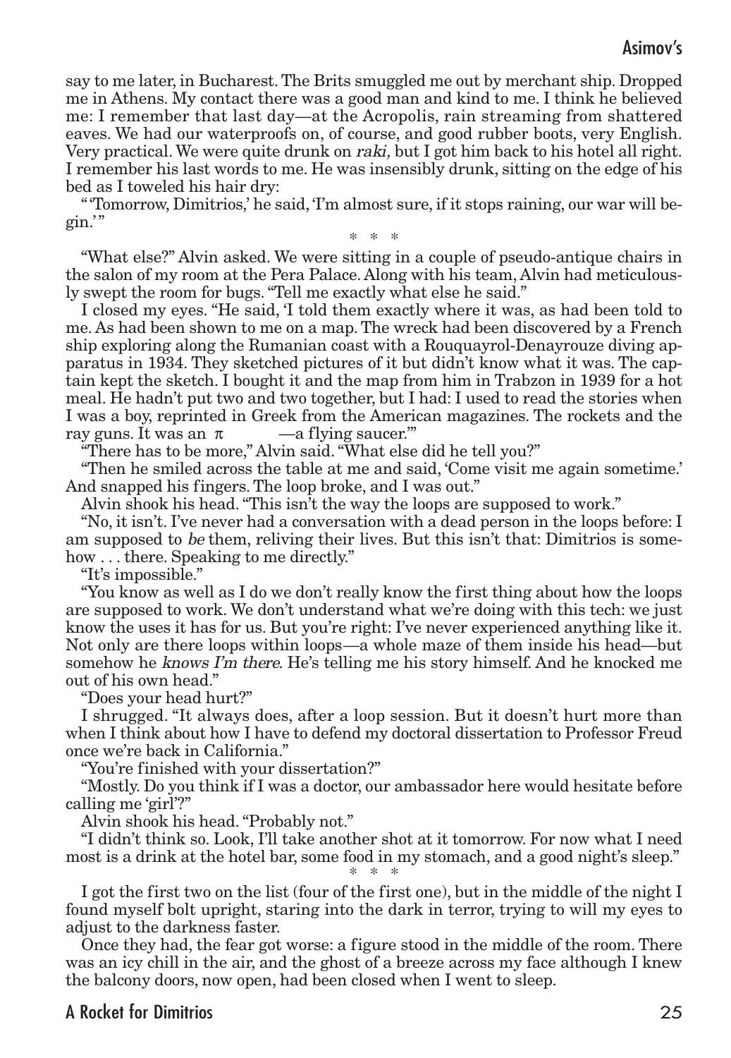say to me later, in Bucharest. The Brits smuggled me out by merchant ship. Dropped me in Athens. My contact there was a good man and kind to me. I think he believed me: I remember that last day—at the Acropolis, rain streaming from shattered eaves. We had our waterproofs on, of course, and good rubber boots, very English. Very practical. We were quite drunk on *raki,* but I got him back to his hotel all right. I remember his last words to me. He was insensibly drunk, sitting on the edge of his bed as I toweled his hair dry:

"'Tomorrow, Dimitrios,' he said, 'I'm almost sure, if it stops raining, our war will begin.'"

\* \* \*

"What else?" Alvin asked. We were sitting in a couple of pseudo-antique chairs in the salon of my room at the Pera Palace. Along with his team, Alvin had meticulously swept the room for bugs. "Tell me exactly what else he said."

I closed my eyes. "He said, 'I told them exactly where it was, as had been told to me. As had been shown to me on a map. The wreck had been discovered by a French ship exploring along the Rumanian coast with a Rouquayrol-Denayrouze diving apparatus in 1934. They sketched pictures of it but didn't know what it was. The captain kept the sketch. I bought it and the map from him in Trabzon in 1939 for a hot meal. He hadn't put two and two together, but I had: I used to read the stories when I was a boy, reprinted in Greek from the American magazines. The rockets and the ray guns. It was an π —a flying saucer.'"

"There has to be more," Alvin said. "What else did he tell you?"

"Then he smiled across the table at me and said, 'Come visit me again sometime.' And snapped his fingers. The loop broke, and I was out."

Alvin shook his head. "This isn't the way the loops are supposed to work."

"No, it isn't. I've never had a conversation with a dead person in the loops before: I am supposed to *be* them, reliving their lives. But this isn't that: Dimitrios is somehow . . . there. Speaking to me directly."

"It's impossible."

"You know as well as I do we don't really know the first thing about how the loops are supposed to work. We don't understand what we're doing with this tech: we just know the uses it has for us. But you're right: I've never experienced anything like it. Not only are there loops within loops—a whole maze of them inside his head—but somehow he *knows I'm there*. He's telling me his story himself. And he knocked me out of his own head."

"Does your head hurt?"

I shrugged. "It always does, after a loop session. But it doesn't hurt more than when I think about how I have to defend my doctoral dissertation to Professor Freud once we're back in California."

"You're finished with your dissertation?"

"Mostly. Do you think if I was a doctor, our ambassador here would hesitate before calling me 'girl'?"

Alvin shook his head. "Probably not."

"I didn't think so. Look, I'll take another shot at it tomorrow. For now what I need most is a drink at the hotel bar, some food in my stomach, and a good night's sleep."

\* \* \*

I got the first two on the list (four of the first one), but in the middle of the night I found myself bolt upright, staring into the dark in terror, trying to will my eyes to adjust to the darkness faster.

Once they had, the fear got worse: a figure stood in the middle of the room. There was an icy chill in the air, and the ghost of a breeze across my face although I knew the balcony doors, now open, had been closed when I went to sleep.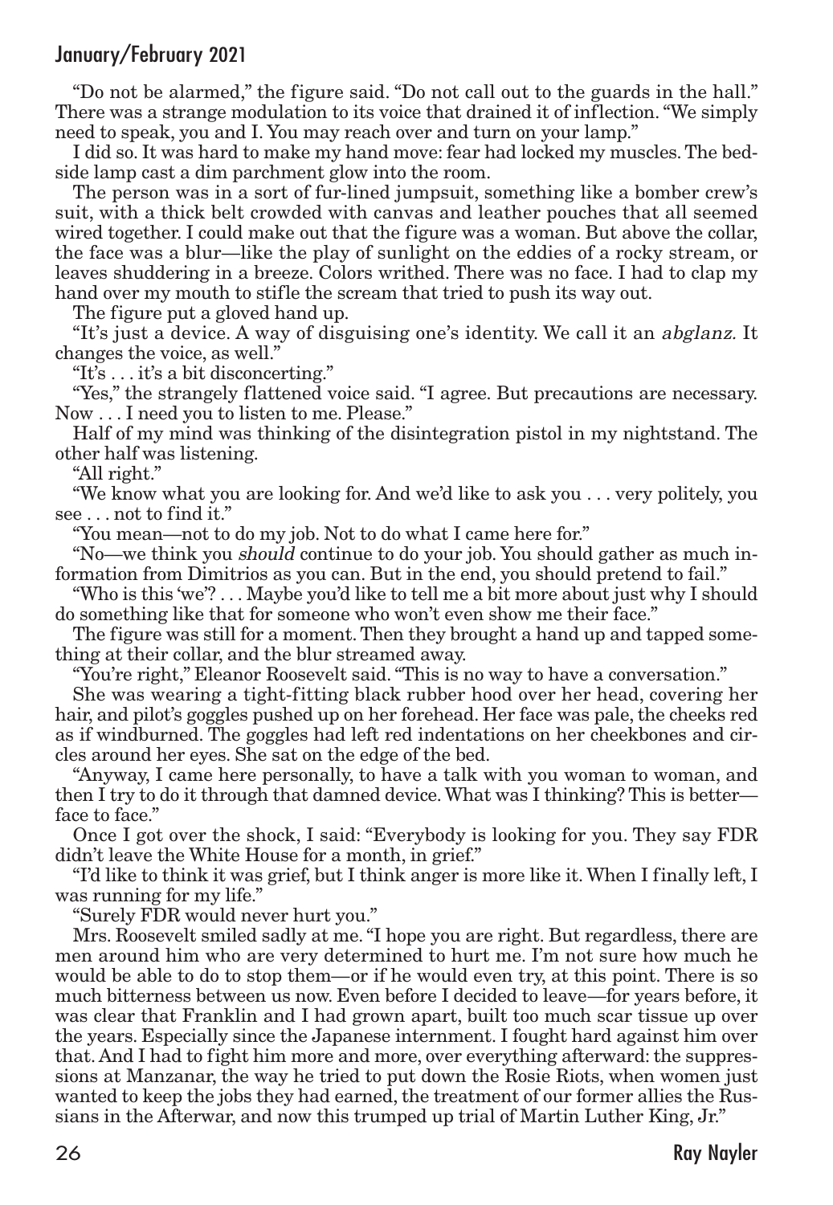"Do not be alarmed," the figure said. "Do not call out to the guards in the hall." There was a strange modulation to its voice that drained it of inflection. "We simply need to speak, you and I. You may reach over and turn on your lamp."

I did so. It was hard to make my hand move: fear had locked my muscles. The bedside lamp cast a dim parchment glow into the room.

The person was in a sort of fur-lined jumpsuit, something like a bomber crew's suit, with a thick belt crowded with canvas and leather pouches that all seemed wired together. I could make out that the figure was a woman. But above the collar, the face was a blur—like the play of sunlight on the eddies of a rocky stream, or leaves shuddering in a breeze. Colors writhed. There was no face. I had to clap my hand over my mouth to stifle the scream that tried to push its way out.

The figure put a gloved hand up.

"It's just a device. A way of disguising one's identity. We call it an *abglanz.* It changes the voice, as well."

"It's . . . it's a bit disconcerting."

"Yes," the strangely flattened voice said. "I agree. But precautions are necessary. Now . . . I need you to listen to me. Please."

Half of my mind was thinking of the disintegration pistol in my nightstand. The other half was listening.

"All right."

"We know what you are looking for. And we'd like to ask you . . . very politely, you see . . . not to find it."

"You mean—not to do my job. Not to do what I came here for."

"No—we think you *should* continue to do your job. You should gather as much information from Dimitrios as you can. But in the end, you should pretend to fail."

"Who is this 'we'? . . . Maybe you'd like to tell me a bit more about just why I should do something like that for someone who won't even show me their face."

The figure was still for a moment. Then they brought a hand up and tapped something at their collar, and the blur streamed away.

"You're right," Eleanor Roosevelt said. "This is no way to have a conversation."

She was wearing a tight-fitting black rubber hood over her head, covering her hair, and pilot's goggles pushed up on her forehead. Her face was pale, the cheeks red as if windburned. The goggles had left red indentations on her cheekbones and circles around her eyes. She sat on the edge of the bed.

"Anyway, I came here personally, to have a talk with you woman to woman, and then I try to do it through that damned device. What was I thinking? This is better—face to face."

Once I got over the shock, I said: "Everybody is looking for you. They say FDR didn't leave the White House for a month, in grief."

"I'd like to think it was grief, but I think anger is more like it. When I finally left, I was running for my life."

"Surely FDR would never hurt you."

Mrs. Roosevelt smiled sadly at me. "I hope you are right. But regardless, there are men around him who are very determined to hurt me. I'm not sure how much he would be able to do to stop them—or if he would even try, at this point. There is so much bitterness between us now. Even before I decided to leave—for years before, it was clear that Franklin and I had grown apart, built too much scar tissue up over the years. Especially since the Japanese internment. I fought hard against him over that. And I had to fight him more and more, over everything afterward: the suppressions at Manzanar, the way he tried to put down the Rosie Riots, when women just wanted to keep the jobs they had earned, the treatment of our former allies the Russians in the Afterwar, and now this trumped up trial of Martin Luther King, Jr."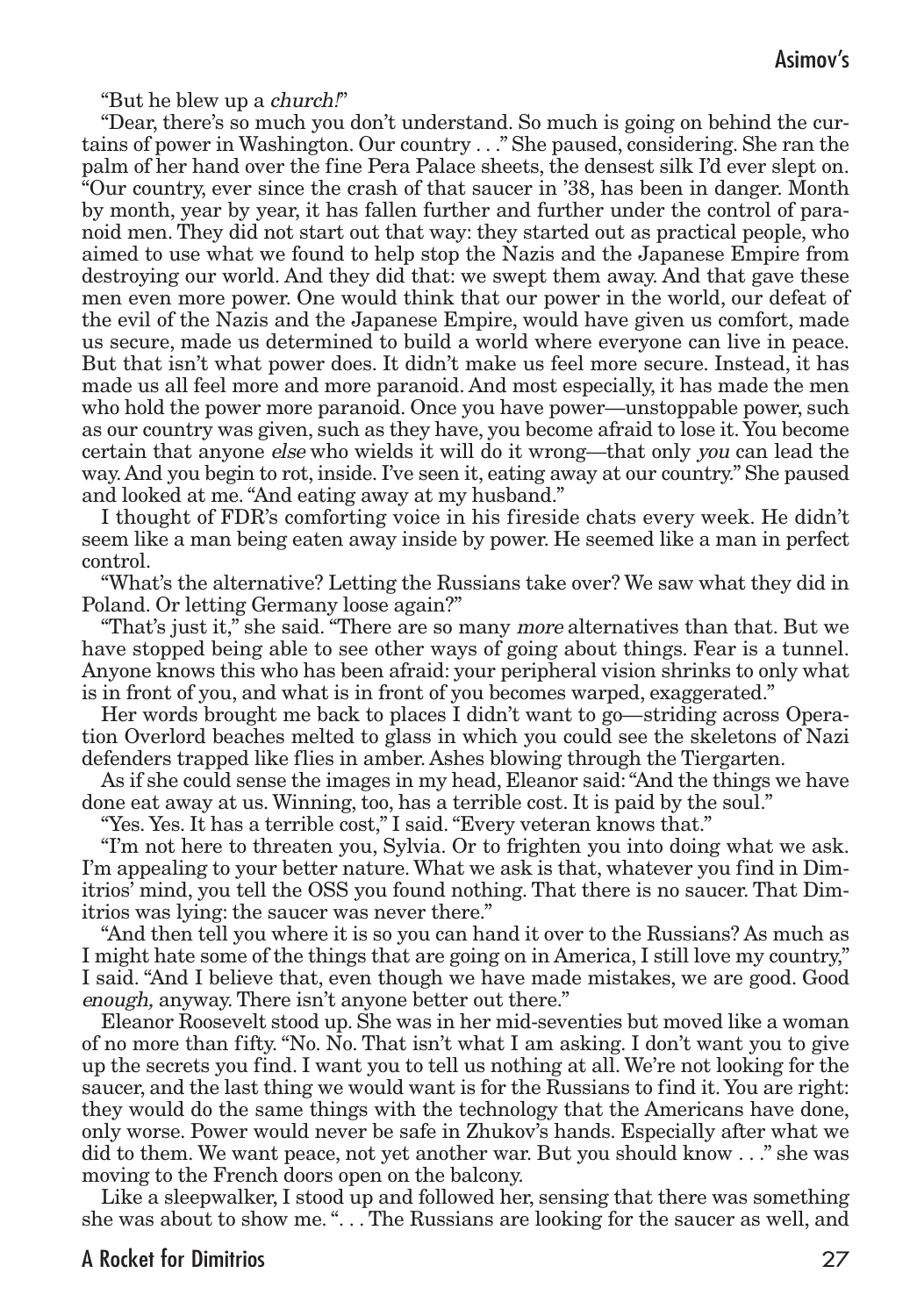"But he blew up a *church!*"

"Dear, there's so much you don't understand. So much is going on behind the curtains of power in Washington. Our country . . ." She paused, considering. She ran the palm of her hand over the fine Pera Palace sheets, the densest silk I'd ever slept on. "Our country, ever since the crash of that saucer in '38, has been in danger. Month by month, year by year, it has fallen further and further under the control of paranoid men. They did not start out that way: they started out as practical people, who aimed to use what we found to help stop the Nazis and the Japanese Empire from destroying our world. And they did that: we swept them away. And that gave these men even more power. One would think that our power in the world, our defeat of the evil of the Nazis and the Japanese Empire, would have given us comfort, made us secure, made us determined to build a world where everyone can live in peace. But that isn't what power does. It didn't make us feel more secure. Instead, it has made us all feel more and more paranoid. And most especially, it has made the men who hold the power more paranoid. Once you have power—unstoppable power, such as our country was given, such as they have, you become afraid to lose it. You become certain that anyone *else* who wields it will do it wrong—that only *you* can lead the way. And you begin to rot, inside. I've seen it, eating away at our country." She paused and looked at me. "And eating away at my husband."

I thought of FDR's comforting voice in his fireside chats every week. He didn't seem like a man being eaten away inside by power. He seemed like a man in perfect control.

"What's the alternative? Letting the Russians take over? We saw what they did in Poland. Or letting Germany loose again?"

"That's just it," she said. "There are so many *more* alternatives than that. But we have stopped being able to see other ways of going about things. Fear is a tunnel. Anyone knows this who has been afraid: your peripheral vision shrinks to only what is in front of you, and what is in front of you becomes warped, exaggerated."

Her words brought me back to places I didn't want to go—striding across Operation Overlord beaches melted to glass in which you could see the skeletons of Nazi defenders trapped like flies in amber. Ashes blowing through the Tiergarten.

As if she could sense the images in my head, Eleanor said: "And the things we have done eat away at us. Winning, too, has a terrible cost. It is paid by the soul."

"Yes. Yes. It has a terrible cost," I said. "Every veteran knows that."

"I'm not here to threaten you, Sylvia. Or to frighten you into doing what we ask. I'm appealing to your better nature. What we ask is that, whatever you find in Dimitrios' mind, you tell the OSS you found nothing. That there is no saucer. That Dimitrios was lying: the saucer was never there."

"And then tell you where it is so you can hand it over to the Russians? As much as I might hate some of the things that are going on in America, I still love my country," I said. "And I believe that, even though we have made mistakes, we are good. Good *enough,* anyway. There isn't anyone better out there."

Eleanor Roosevelt stood up. She was in her mid-seventies but moved like a woman of no more than fifty. "No. No. That isn't what I am asking. I don't want you to give up the secrets you find. I want you to tell us nothing at all. We're not looking for the saucer, and the last thing we would want is for the Russians to find it. You are right: they would do the same things with the technology that the Americans have done, only worse. Power would never be safe in Zhukov's hands. Especially after what we did to them. We want peace, not yet another war. But you should know . . ." she was moving to the French doors open on the balcony.

Like a sleepwalker, I stood up and followed her, sensing that there was something she was about to show me. ". . . The Russians are looking for the saucer as well, and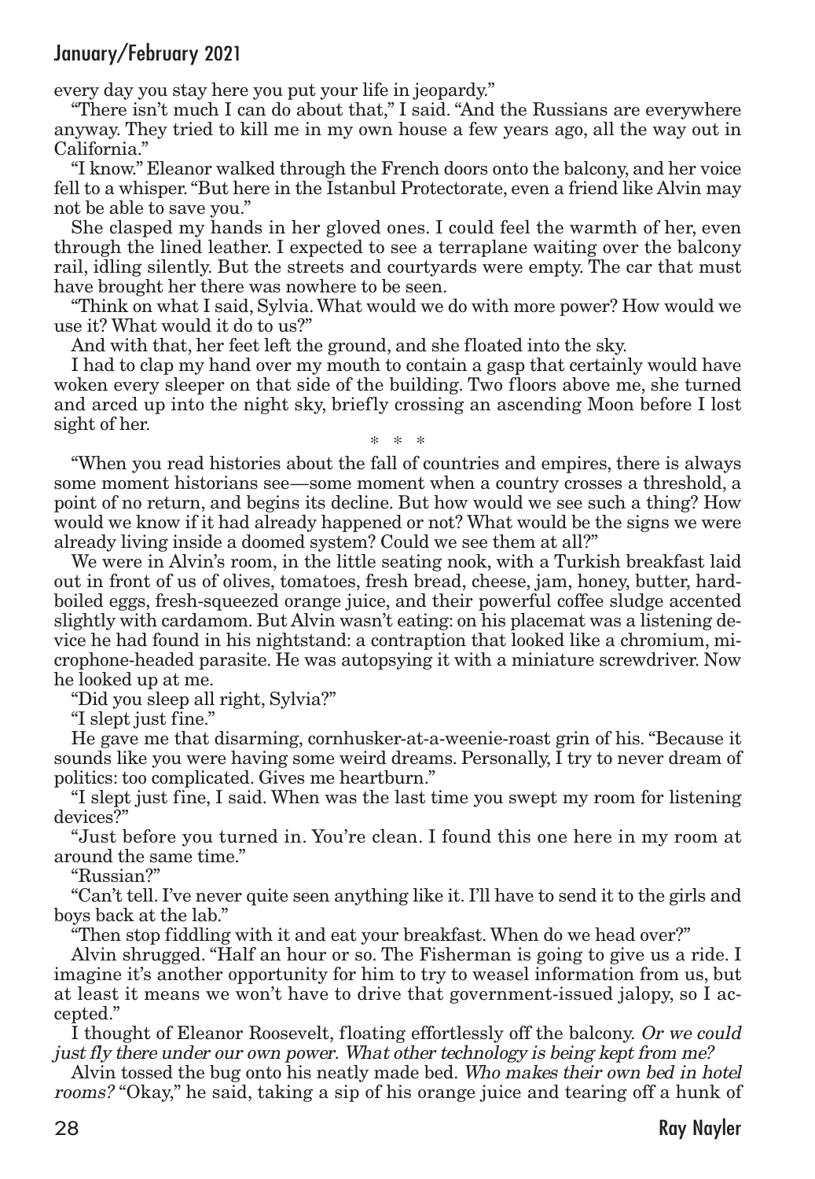every day you stay here you put your life in jeopardy."

"There isn't much I can do about that," I said. "And the Russians are everywhere anyway. They tried to kill me in my own house a few years ago, all the way out in California."

"I know." Eleanor walked through the French doors onto the balcony, and her voice fell to a whisper. "But here in the Istanbul Protectorate, even a friend like Alvin may not be able to save you."

She clasped my hands in her gloved ones. I could feel the warmth of her, even through the lined leather. I expected to see a terraplane waiting over the balcony rail, idling silently. But the streets and courtyards were empty. The car that must have brought her there was nowhere to be seen.

"Think on what I said, Sylvia. What would we do with more power? How would we use it? What would it do to us?"

And with that, her feet left the ground, and she floated into the sky.

I had to clap my hand over my mouth to contain a gasp that certainly would have woken every sleeper on that side of the building. Two floors above me, she turned and arced up into the night sky, briefly crossing an ascending Moon before I lost sight of her.

\* \* \*

"When you read histories about the fall of countries and empires, there is always some moment historians see—some moment when a country crosses a threshold, a point of no return, and begins its decline. But how would we see such a thing? How would we know if it had already happened or not? What would be the signs we were already living inside a doomed system? Could we see them at all?"

We were in Alvin's room, in the little seating nook, with a Turkish breakfast laid out in front of us of olives, tomatoes, fresh bread, cheese, jam, honey, butter, hard-boiled eggs, fresh-squeezed orange juice, and their powerful coffee sludge accented slightly with cardamom. But Alvin wasn't eating: on his placemat was a listening device he had found in his nightstand: a contraption that looked like a chromium, microphone-headed parasite. He was autopsying it with a miniature screwdriver. Now he looked up at me.

"Did you sleep all right, Sylvia?"

"I slept just fine."

He gave me that disarming, cornhusker-at-a-weenie-roast grin of his. "Because it sounds like you were having some weird dreams. Personally, I try to never dream of politics: too complicated. Gives me heartburn."

"I slept just fine, I said. When was the last time you swept my room for listening devices?"

"Just before you turned in. You're clean. I found this one here in my room at around the same time."

"Russian?"

"Can't tell. I've never quite seen anything like it. I'll have to send it to the girls and boys back at the lab."

"Then stop fiddling with it and eat your breakfast. When do we head over?"

Alvin shrugged. "Half an hour or so. The Fisherman is going to give us a ride. I imagine it's another opportunity for him to try to weasel information from us, but at least it means we won't have to drive that government-issued jalopy, so I accepted."

I thought of Eleanor Roosevelt, floating effortlessly off the balcony. *Or we could just fly there under our own power. What other technology is being kept from me?*

Alvin tossed the bug onto his neatly made bed. *Who makes their own bed in hotel rooms?* "Okay," he said, taking a sip of his orange juice and tearing off a hunk of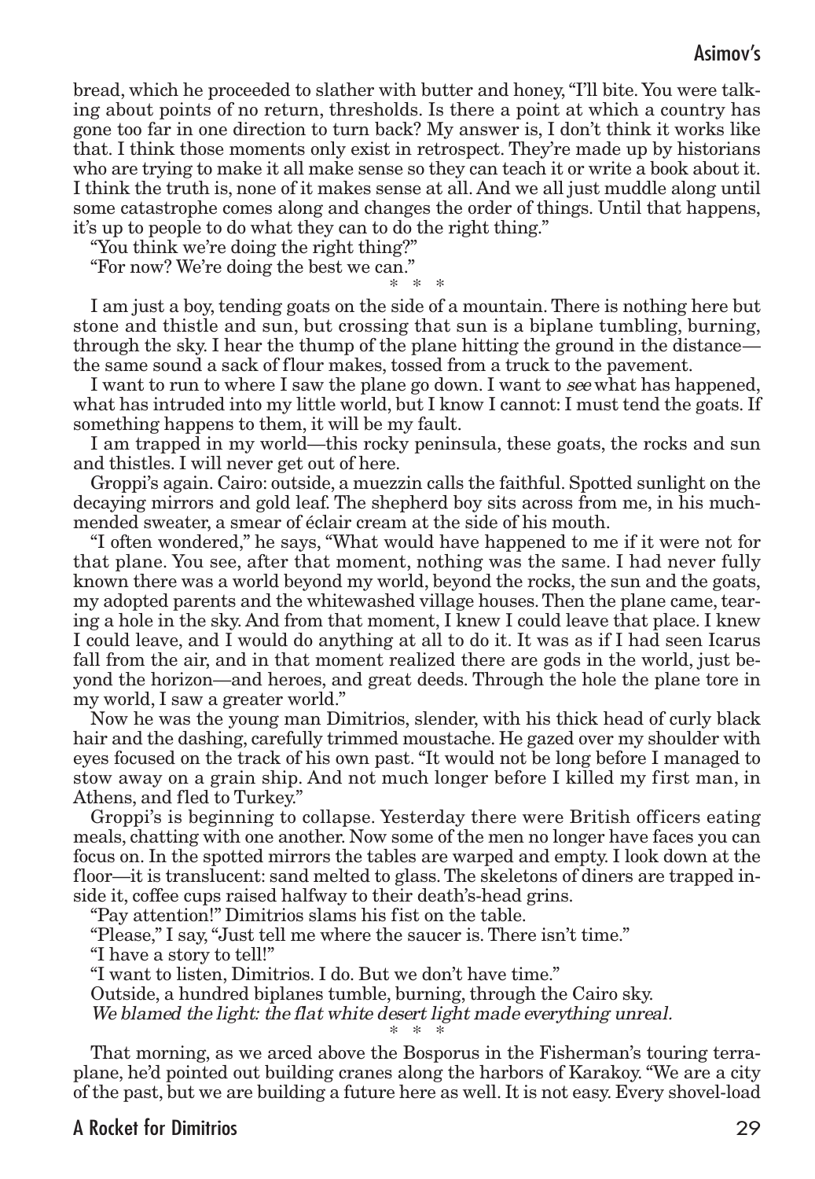bread, which he proceeded to slather with butter and honey, "I'll bite. You were talking about points of no return, thresholds. Is there a point at which a country has gone too far in one direction to turn back? My answer is, I don't think it works like that. I think those moments only exist in retrospect. They're made up by historians who are trying to make it all make sense so they can teach it or write a book about it. I think the truth is, none of it makes sense at all. And we all just muddle along until some catastrophe comes along and changes the order of things. Until that happens, it's up to people to do what they can to do the right thing."

"You think we're doing the right thing?"

"For now? We're doing the best we can."

\* \* \*

I am just a boy, tending goats on the side of a mountain. There is nothing here but stone and thistle and sun, but crossing that sun is a biplane tumbling, burning, through the sky. I hear the thump of the plane hitting the ground in the distance—the same sound a sack of flour makes, tossed from a truck to the pavement.

I want to run to where I saw the plane go down. I want to *see* what has happened, what has intruded into my little world, but I know I cannot: I must tend the goats. If something happens to them, it will be my fault.

I am trapped in my world—this rocky peninsula, these goats, the rocks and sun and thistles. I will never get out of here.

Groppi's again. Cairo: outside, a muezzin calls the faithful. Spotted sunlight on the decaying mirrors and gold leaf. The shepherd boy sits across from me, in his much-mended sweater, a smear of éclair cream at the side of his mouth.

"I often wondered," he says, "What would have happened to me if it were not for that plane. You see, after that moment, nothing was the same. I had never fully known there was a world beyond my world, beyond the rocks, the sun and the goats, my adopted parents and the whitewashed village houses. Then the plane came, tearing a hole in the sky. And from that moment, I knew I could leave that place. I knew I could leave, and I would do anything at all to do it. It was as if I had seen Icarus fall from the air, and in that moment realized there are gods in the world, just beyond the horizon—and heroes, and great deeds. Through the hole the plane tore in my world, I saw a greater world."

Now he was the young man Dimitrios, slender, with his thick head of curly black hair and the dashing, carefully trimmed moustache. He gazed over my shoulder with eyes focused on the track of his own past. "It would not be long before I managed to stow away on a grain ship. And not much longer before I killed my first man, in Athens, and fled to Turkey."

Groppi's is beginning to collapse. Yesterday there were British officers eating meals, chatting with one another. Now some of the men no longer have faces you can focus on. In the spotted mirrors the tables are warped and empty. I look down at the floor—it is translucent: sand melted to glass. The skeletons of diners are trapped inside it, coffee cups raised halfway to their death's-head grins.

"Pay attention!" Dimitrios slams his fist on the table.

"Please," I say, "Just tell me where the saucer is. There isn't time."

"I have a story to tell!"

"I want to listen, Dimitrios. I do. But we don't have time."

Outside, a hundred biplanes tumble, burning, through the Cairo sky.

*We blamed the light: the flat white desert light made everything unreal.*

\* \* \*

That morning, as we arced above the Bosporus in the Fisherman's touring terraplane, he'd pointed out building cranes along the harbors of Karakoy. "We are a city of the past, but we are building a future here as well. It is not easy. Every shovel-load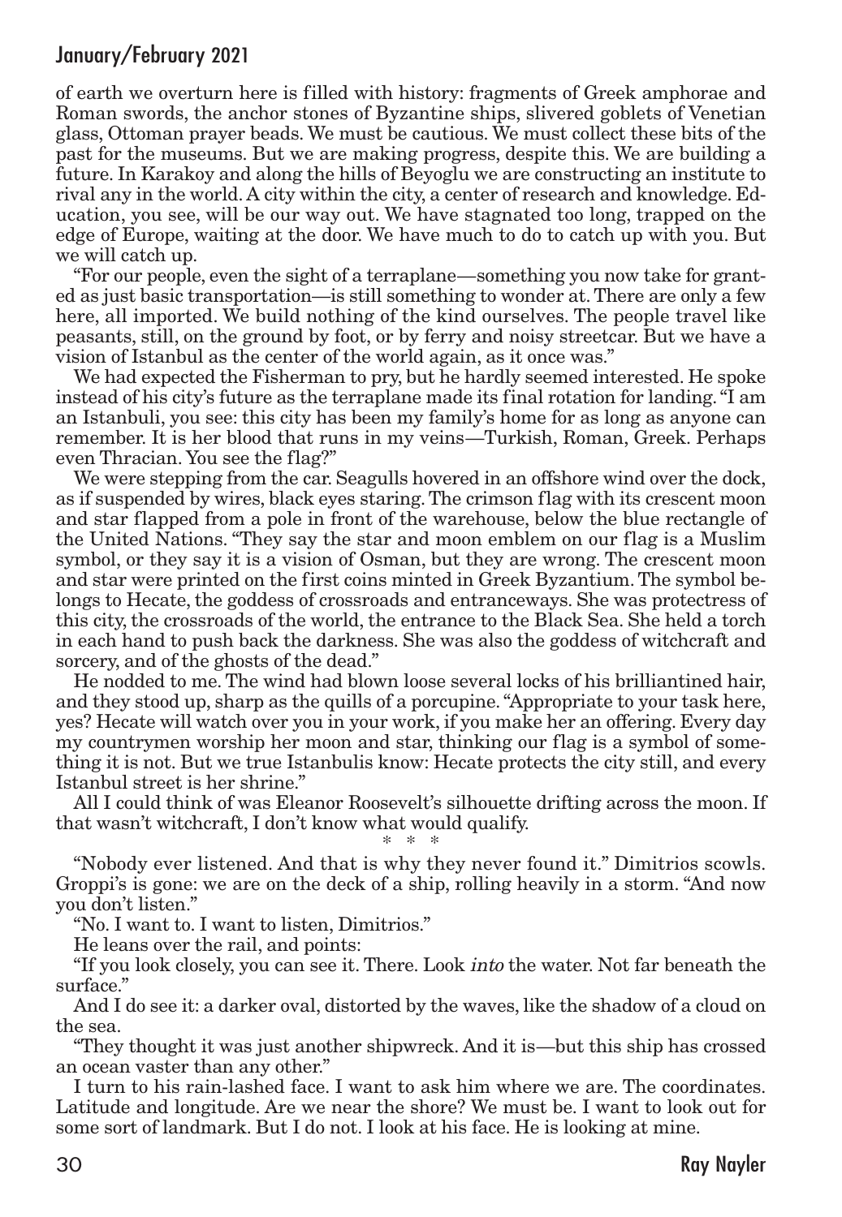of earth we overturn here is filled with history: fragments of Greek amphorae and Roman swords, the anchor stones of Byzantine ships, slivered goblets of Venetian glass, Ottoman prayer beads. We must be cautious. We must collect these bits of the past for the museums. But we are making progress, despite this. We are building a future. In Karakoy and along the hills of Beyoglu we are constructing an institute to rival any in the world. A city within the city, a center of research and knowledge. Education, you see, will be our way out. We have stagnated too long, trapped on the edge of Europe, waiting at the door. We have much to do to catch up with you. But we will catch up.

"For our people, even the sight of a terraplane—something you now take for granted as just basic transportation—is still something to wonder at. There are only a few here, all imported. We build nothing of the kind ourselves. The people travel like peasants, still, on the ground by foot, or by ferry and noisy streetcar. But we have a vision of Istanbul as the center of the world again, as it once was."

We had expected the Fisherman to pry, but he hardly seemed interested. He spoke instead of his city's future as the terraplane made its final rotation for landing. "I am an Istanbuli, you see: this city has been my family's home for as long as anyone can remember. It is her blood that runs in my veins—Turkish, Roman, Greek. Perhaps even Thracian. You see the flag?"

We were stepping from the car. Seagulls hovered in an offshore wind over the dock, as if suspended by wires, black eyes staring. The crimson flag with its crescent moon and star flapped from a pole in front of the warehouse, below the blue rectangle of the United Nations. "They say the star and moon emblem on our flag is a Muslim symbol, or they say it is a vision of Osman, but they are wrong. The crescent moon and star were printed on the first coins minted in Greek Byzantium. The symbol belongs to Hecate, the goddess of crossroads and entranceways. She was protectress of this city, the crossroads of the world, the entrance to the Black Sea. She held a torch in each hand to push back the darkness. She was also the goddess of witchcraft and sorcery, and of the ghosts of the dead."

He nodded to me. The wind had blown loose several locks of his brilliantined hair, and they stood up, sharp as the quills of a porcupine. "Appropriate to your task here, yes? Hecate will watch over you in your work, if you make her an offering. Every day my countrymen worship her moon and star, thinking our flag is a symbol of something it is not. But we true Istanbulis know: Hecate protects the city still, and every Istanbul street is her shrine."

All I could think of was Eleanor Roosevelt's silhouette drifting across the moon. If that wasn't witchcraft, I don't know what would qualify.

\* \* \*

"Nobody ever listened. And that is why they never found it." Dimitrios scowls. Groppi's is gone: we are on the deck of a ship, rolling heavily in a storm. "And now you don't listen."

"No. I want to. I want to listen, Dimitrios."

He leans over the rail, and points:

"If you look closely, you can see it. There. Look *into* the water. Not far beneath the surface."

And I do see it: a darker oval, distorted by the waves, like the shadow of a cloud on the sea.

"They thought it was just another shipwreck. And it is—but this ship has crossed an ocean vaster than any other."

I turn to his rain-lashed face. I want to ask him where we are. The coordinates. Latitude and longitude. Are we near the shore? We must be. I want to look out for some sort of landmark. But I do not. I look at his face. He is looking at mine.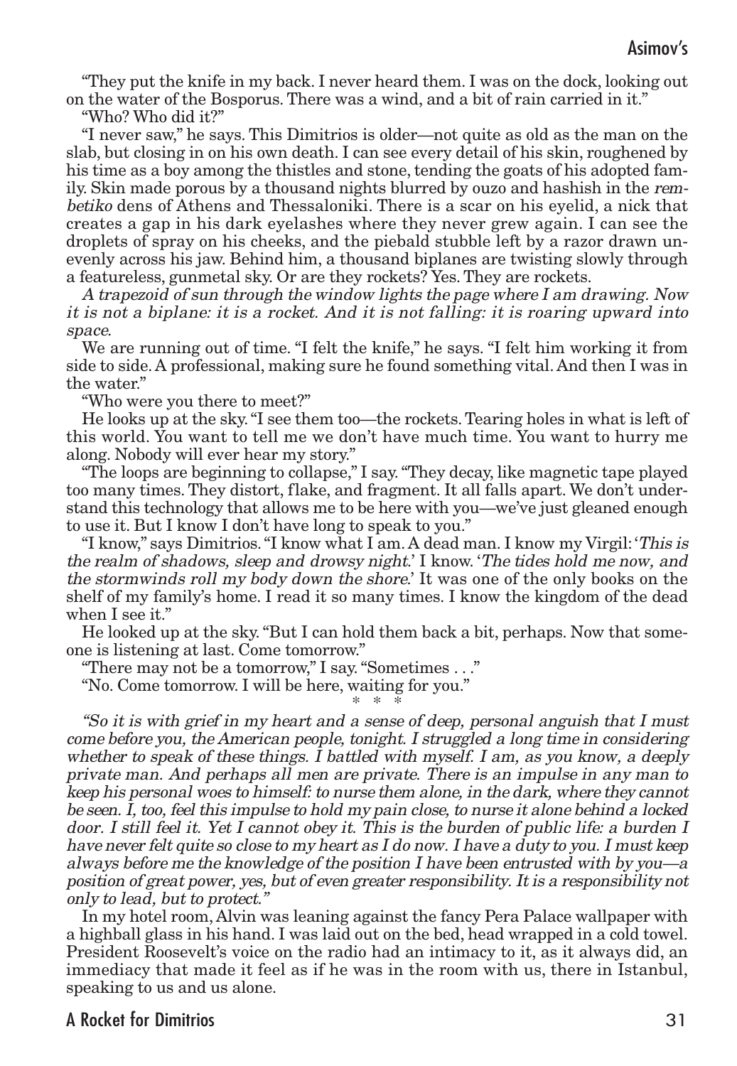"They put the knife in my back. I never heard them. I was on the dock, looking out on the water of the Bosporus. There was a wind, and a bit of rain carried in it."

"Who? Who did it?"

"I never saw," he says. This Dimitrios is older—not quite as old as the man on the slab, but closing in on his own death. I can see every detail of his skin, roughened by his time as a boy among the thistles and stone, tending the goats of his adopted family. Skin made porous by a thousand nights blurred by ouzo and hashish in the *rembetiko* dens of Athens and Thessaloniki. There is a scar on his eyelid, a nick that creates a gap in his dark eyelashes where they never grew again. I can see the droplets of spray on his cheeks, and the piebald stubble left by a razor drawn unevenly across his jaw. Behind him, a thousand biplanes are twisting slowly through a featureless, gunmetal sky. Or are they rockets? Yes. They are rockets.

*A trapezoid of sun through the window lights the page where I am drawing. Now it is not a biplane: it is a rocket. And it is not falling: it is roaring upward into space.*

We are running out of time. "I felt the knife," he says. "I felt him working it from side to side. A professional, making sure he found something vital. And then I was in the water."

"Who were you there to meet?"

He looks up at the sky. "I see them too—the rockets. Tearing holes in what is left of this world. You want to tell me we don't have much time. You want to hurry me along. Nobody will ever hear my story."

"The loops are beginning to collapse," I say. "They decay, like magnetic tape played too many times. They distort, flake, and fragment. It all falls apart. We don't understand this technology that allows me to be here with you—we've just gleaned enough to use it. But I know I don't have long to speak to you."

"I know," says Dimitrios. "I know what I am. A dead man. I know my Virgil: '*This is the realm of shadows, sleep and drowsy night*.' I know. '*The tides hold me now, and the stormwinds roll my body down the shore*.' It was one of the only books on the shelf of my family's home. I read it so many times. I know the kingdom of the dead when I see it."

He looked up at the sky. "But I can hold them back a bit, perhaps. Now that someone is listening at last. Come tomorrow."

"There may not be a tomorrow," I say. "Sometimes . . ."

"No. Come tomorrow. I will be here, waiting for you."

\* \* \*

*"So it is with grief in my heart and a sense of deep, personal anguish that I must come before you, the American people, tonight. I struggled a long time in considering whether to speak of these things. I battled with myself. I am, as you know, a deeply private man. And perhaps all men are private. There is an impulse in any man to keep his personal woes to himself: to nurse them alone, in the dark, where they cannot be seen. I, too, feel this impulse to hold my pain close, to nurse it alone behind a locked door. I still feel it. Yet I cannot obey it. This is the burden of public life: a burden I have never felt quite so close to my heart as I do now. I have a duty to you. I must keep always before me the knowledge of the position I have been entrusted with by you—a position of great power, yes, but of even greater responsibility. It is a responsibility not only to lead, but to protect."*

In my hotel room, Alvin was leaning against the fancy Pera Palace wallpaper with a highball glass in his hand. I was laid out on the bed, head wrapped in a cold towel. President Roosevelt's voice on the radio had an intimacy to it, as it always did, an immediacy that made it feel as if he was in the room with us, there in Istanbul, speaking to us and us alone.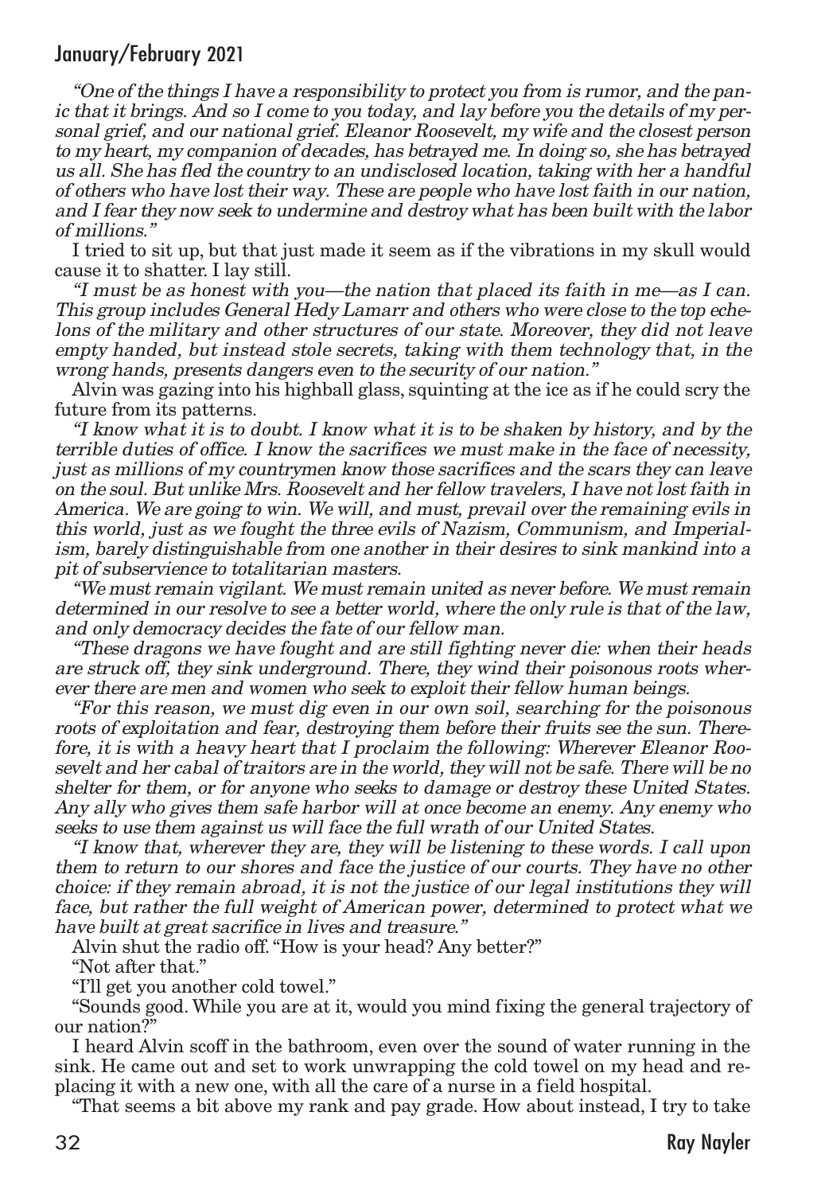*"One of the things I have a responsibility to protect you from is rumor, and the panic that it brings. And so I come to you today, and lay before you the details of my personal grief, and our national grief. Eleanor Roosevelt, my wife and the closest person to my heart, my companion of decades, has betrayed me. In doing so, she has betrayed us all. She has fled the country to an undisclosed location, taking with her a handful of others who have lost their way. These are people who have lost faith in our nation, and I fear they now seek to undermine and destroy what has been built with the labor of millions."*

I tried to sit up, but that just made it seem as if the vibrations in my skull would cause it to shatter. I lay still.

*"I must be as honest with you—the nation that placed its faith in me—as I can. This group includes General Hedy Lamarr and others who were close to the top echelons of the military and other structures of our state. Moreover, they did not leave empty handed, but instead stole secrets, taking with them technology that, in the wrong hands, presents dangers even to the security of our nation."*

Alvin was gazing into his highball glass, squinting at the ice as if he could scry the future from its patterns.

*"I know what it is to doubt. I know what it is to be shaken by history, and by the terrible duties of office. I know the sacrifices we must make in the face of necessity, just as millions of my countrymen know those sacrifices and the scars they can leave on the soul. But unlike Mrs. Roosevelt and her fellow travelers, I have not lost faith in America. We are going to win. We will, and must, prevail over the remaining evils in this world, just as we fought the three evils of Nazism, Communism, and Imperialism, barely distinguishable from one another in their desires to sink mankind into a pit of subservience to totalitarian masters.*

*"We must remain vigilant. We must remain united as never before. We must remain determined in our resolve to see a better world, where the only rule is that of the law, and only democracy decides the fate of our fellow man.*

*"These dragons we have fought and are still fighting never die: when their heads are struck off, they sink underground. There, they wind their poisonous roots wherever there are men and women who seek to exploit their fellow human beings.*

*"For this reason, we must dig even in our own soil, searching for the poisonous roots of exploitation and fear, destroying them before their fruits see the sun. Therefore, it is with a heavy heart that I proclaim the following: Wherever Eleanor Roosevelt and her cabal of traitors are in the world, they will not be safe. There will be no shelter for them, or for anyone who seeks to damage or destroy these United States. Any ally who gives them safe harbor will at once become an enemy. Any enemy who seeks to use them against us will face the full wrath of our United States.*

*"I know that, wherever they are, they will be listening to these words. I call upon them to return to our shores and face the justice of our courts. They have no other choice: if they remain abroad, it is not the justice of our legal institutions they will face, but rather the full weight of American power, determined to protect what we have built at great sacrifice in lives and treasure."*

Alvin shut the radio off. "How is your head? Any better?"

"Not after that."

"I'll get you another cold towel."

"Sounds good. While you are at it, would you mind fixing the general trajectory of our nation?"

I heard Alvin scoff in the bathroom, even over the sound of water running in the sink. He came out and set to work unwrapping the cold towel on my head and replacing it with a new one, with all the care of a nurse in a field hospital.

"That seems a bit above my rank and pay grade. How about instead, I try to take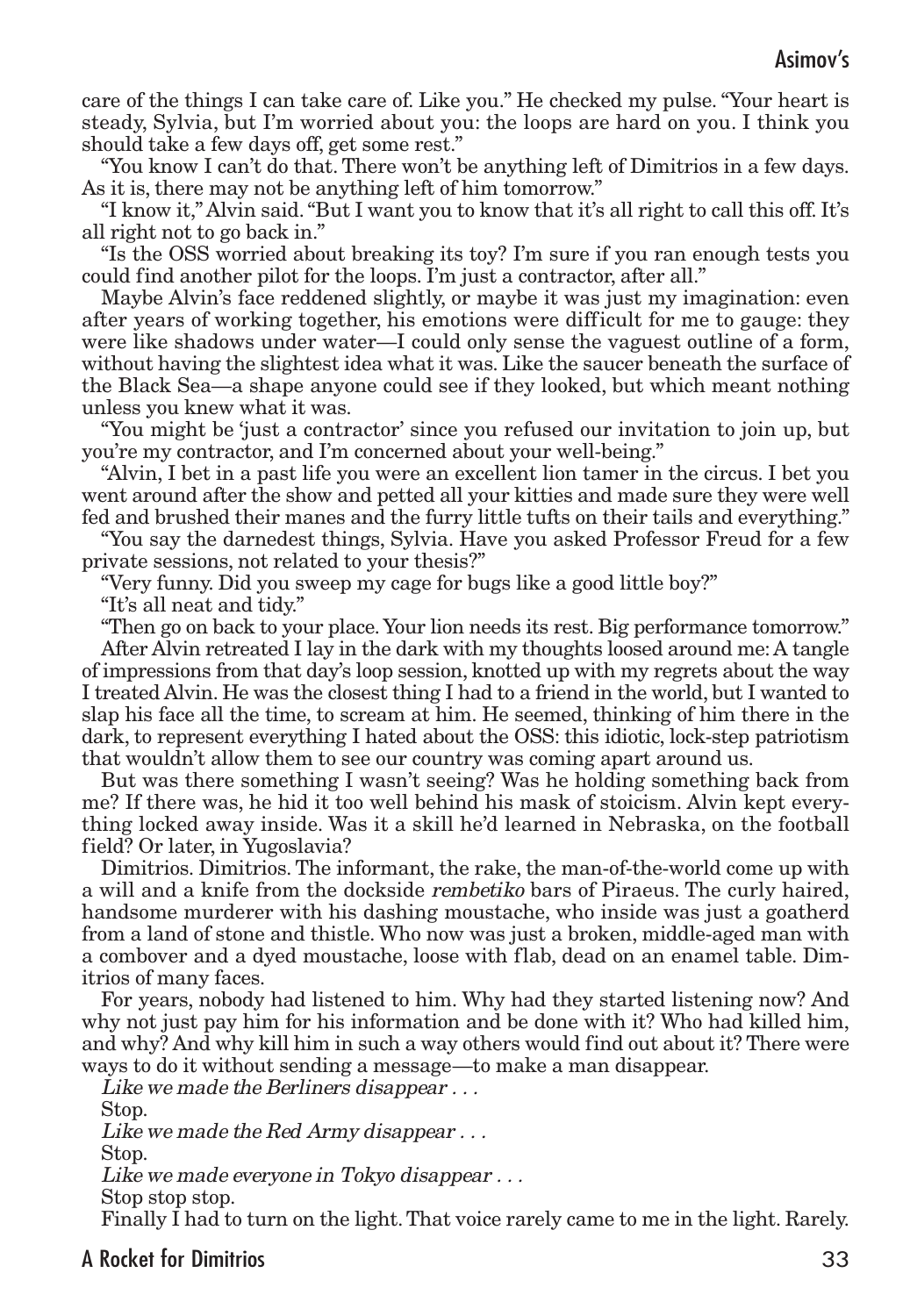care of the things I can take care of. Like you." He checked my pulse. "Your heart is steady, Sylvia, but I'm worried about you: the loops are hard on you. I think you should take a few days off, get some rest."

"You know I can't do that. There won't be anything left of Dimitrios in a few days. As it is, there may not be anything left of him tomorrow."

"I know it," Alvin said. "But I want you to know that it's all right to call this off. It's all right not to go back in."

"Is the OSS worried about breaking its toy? I'm sure if you ran enough tests you could find another pilot for the loops. I'm just a contractor, after all."

Maybe Alvin's face reddened slightly, or maybe it was just my imagination: even after years of working together, his emotions were difficult for me to gauge: they were like shadows under water—I could only sense the vaguest outline of a form, without having the slightest idea what it was. Like the saucer beneath the surface of the Black Sea—a shape anyone could see if they looked, but which meant nothing unless you knew what it was.

"You might be 'just a contractor' since you refused our invitation to join up, but you're my contractor, and I'm concerned about your well-being."

"Alvin, I bet in a past life you were an excellent lion tamer in the circus. I bet you went around after the show and petted all your kitties and made sure they were well fed and brushed their manes and the furry little tufts on their tails and everything."

"You say the darnedest things, Sylvia. Have you asked Professor Freud for a few private sessions, not related to your thesis?"

"Very funny. Did you sweep my cage for bugs like a good little boy?"

"It's all neat and tidy."

"Then go on back to your place. Your lion needs its rest. Big performance tomorrow."

After Alvin retreated I lay in the dark with my thoughts loosed around me: A tangle of impressions from that day's loop session, knotted up with my regrets about the way I treated Alvin. He was the closest thing I had to a friend in the world, but I wanted to slap his face all the time, to scream at him. He seemed, thinking of him there in the dark, to represent everything I hated about the OSS: this idiotic, lock-step patriotism that wouldn't allow them to see our country was coming apart around us.

But was there something I wasn't seeing? Was he holding something back from me? If there was, he hid it too well behind his mask of stoicism. Alvin kept everything locked away inside. Was it a skill he'd learned in Nebraska, on the football field? Or later, in Yugoslavia?

Dimitrios. Dimitrios. The informant, the rake, the man-of-the-world come up with a will and a knife from the dockside *rembetiko* bars of Piraeus. The curly haired, handsome murderer with his dashing moustache, who inside was just a goatherd from a land of stone and thistle. Who now was just a broken, middle-aged man with a combover and a dyed moustache, loose with flab, dead on an enamel table. Dimitrios of many faces.

For years, nobody had listened to him. Why had they started listening now? And why not just pay him for his information and be done with it? Who had killed him, and why? And why kill him in such a way others would find out about it? There were ways to do it without sending a message—to make a man disappear.

*Like we made the Berliners disappear . . .*

Stop.

*Like we made the Red Army disappear . . .*

Stop.

*Like we made everyone in Tokyo disappear . . .*

Stop stop stop.

Finally I had to turn on the light. That voice rarely came to me in the light. Rarely.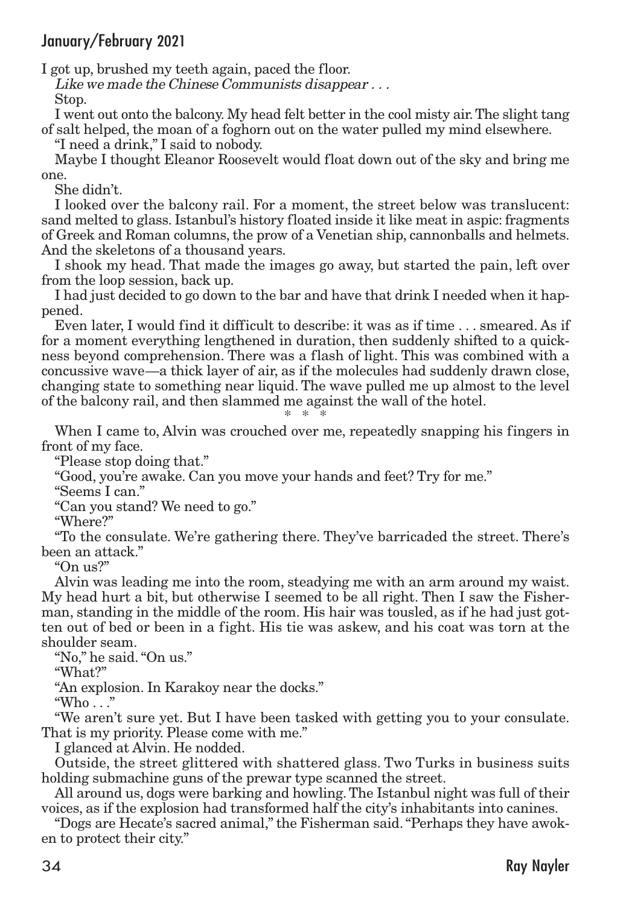I got up, brushed my teeth again, paced the floor.

*Like we made the Chinese Communists disappear . . .*

Stop.

I went out onto the balcony. My head felt better in the cool misty air. The slight tang of salt helped, the moan of a foghorn out on the water pulled my mind elsewhere.

"I need a drink," I said to nobody.

Maybe I thought Eleanor Roosevelt would float down out of the sky and bring me one.

She didn't.

I looked over the balcony rail. For a moment, the street below was translucent: sand melted to glass. Istanbul's history floated inside it like meat in aspic: fragments of Greek and Roman columns, the prow of a Venetian ship, cannonballs and helmets. And the skeletons of a thousand years.

I shook my head. That made the images go away, but started the pain, left over from the loop session, back up.

I had just decided to go down to the bar and have that drink I needed when it happened.

Even later, I would find it difficult to describe: it was as if time . . . smeared. As if for a moment everything lengthened in duration, then suddenly shifted to a quickness beyond comprehension. There was a flash of light. This was combined with a concussive wave—a thick layer of air, as if the molecules had suddenly drawn close, changing state to something near liquid. The wave pulled me up almost to the level of the balcony rail, and then slammed me against the wall of the hotel.

\* \* \*

When I came to, Alvin was crouched over me, repeatedly snapping his fingers in front of my face.

"Please stop doing that."

"Good, you're awake. Can you move your hands and feet? Try for me."

"Seems I can."

"Can you stand? We need to go."

"Where?"

"To the consulate. We're gathering there. They've barricaded the street. There's been an attack."

"On us?"

Alvin was leading me into the room, steadying me with an arm around my waist. My head hurt a bit, but otherwise I seemed to be all right. Then I saw the Fisherman, standing in the middle of the room. His hair was tousled, as if he had just gotten out of bed or been in a fight. His tie was askew, and his coat was torn at the shoulder seam.

"No," he said. "On us."

"What?"

"An explosion. In Karakoy near the docks."

"Who . . ."

"We aren't sure yet. But I have been tasked with getting you to your consulate. That is my priority. Please come with me."

I glanced at Alvin. He nodded.

Outside, the street glittered with shattered glass. Two Turks in business suits holding submachine guns of the prewar type scanned the street.

All around us, dogs were barking and howling. The Istanbul night was full of their voices, as if the explosion had transformed half the city's inhabitants into canines.

"Dogs are Hecate's sacred animal," the Fisherman said. "Perhaps they have awoken to protect their city."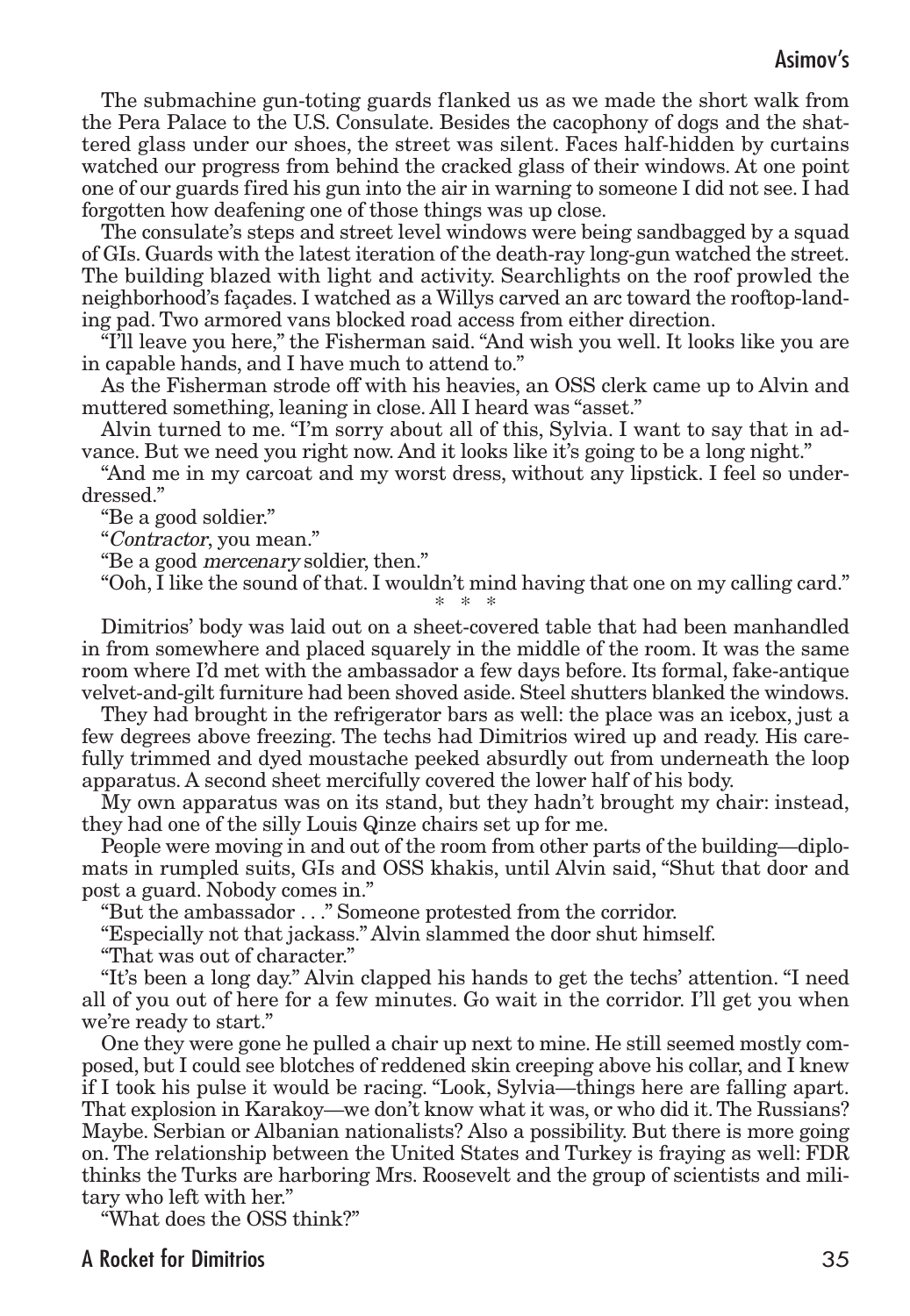The submachine gun-toting guards flanked us as we made the short walk from the Pera Palace to the U.S. Consulate. Besides the cacophony of dogs and the shattered glass under our shoes, the street was silent. Faces half-hidden by curtains watched our progress from behind the cracked glass of their windows. At one point one of our guards fired his gun into the air in warning to someone I did not see. I had forgotten how deafening one of those things was up close.

The consulate's steps and street level windows were being sandbagged by a squad of GIs. Guards with the latest iteration of the death-ray long-gun watched the street. The building blazed with light and activity. Searchlights on the roof prowled the neighborhood's façades. I watched as a Willys carved an arc toward the rooftop-landing pad. Two armored vans blocked road access from either direction.

"I'll leave you here," the Fisherman said. "And wish you well. It looks like you are in capable hands, and I have much to attend to."

As the Fisherman strode off with his heavies, an OSS clerk came up to Alvin and muttered something, leaning in close. All I heard was "asset."

Alvin turned to me. "I'm sorry about all of this, Sylvia. I want to say that in advance. But we need you right now. And it looks like it's going to be a long night."

"And me in my carcoat and my worst dress, without any lipstick. I feel so underdressed."

"Be a good soldier."

"*Contractor*, you mean."

"Be a good *mercenary* soldier, then."

"Ooh, I like the sound of that. I wouldn't mind having that one on my calling card."

\* \* \*

Dimitrios' body was laid out on a sheet-covered table that had been manhandled in from somewhere and placed squarely in the middle of the room. It was the same room where I'd met with the ambassador a few days before. Its formal, fake-antique velvet-and-gilt furniture had been shoved aside. Steel shutters blanked the windows.

They had brought in the refrigerator bars as well: the place was an icebox, just a few degrees above freezing. The techs had Dimitrios wired up and ready. His carefully trimmed and dyed moustache peeked absurdly out from underneath the loop apparatus. A second sheet mercifully covered the lower half of his body.

My own apparatus was on its stand, but they hadn't brought my chair: instead, they had one of the silly Louis Qinze chairs set up for me.

People were moving in and out of the room from other parts of the building—diplomats in rumpled suits, GIs and OSS khakis, until Alvin said, "Shut that door and post a guard. Nobody comes in."

"But the ambassador . . ." Someone protested from the corridor.

"Especially not that jackass." Alvin slammed the door shut himself.

"That was out of character."

"It's been a long day." Alvin clapped his hands to get the techs' attention. "I need all of you out of here for a few minutes. Go wait in the corridor. I'll get you when we're ready to start."

One they were gone he pulled a chair up next to mine. He still seemed mostly composed, but I could see blotches of reddened skin creeping above his collar, and I knew if I took his pulse it would be racing. "Look, Sylvia—things here are falling apart. That explosion in Karakoy—we don't know what it was, or who did it. The Russians? Maybe. Serbian or Albanian nationalists? Also a possibility. But there is more going on. The relationship between the United States and Turkey is fraying as well: FDR thinks the Turks are harboring Mrs. Roosevelt and the group of scientists and military who left with her."

"What does the OSS think?"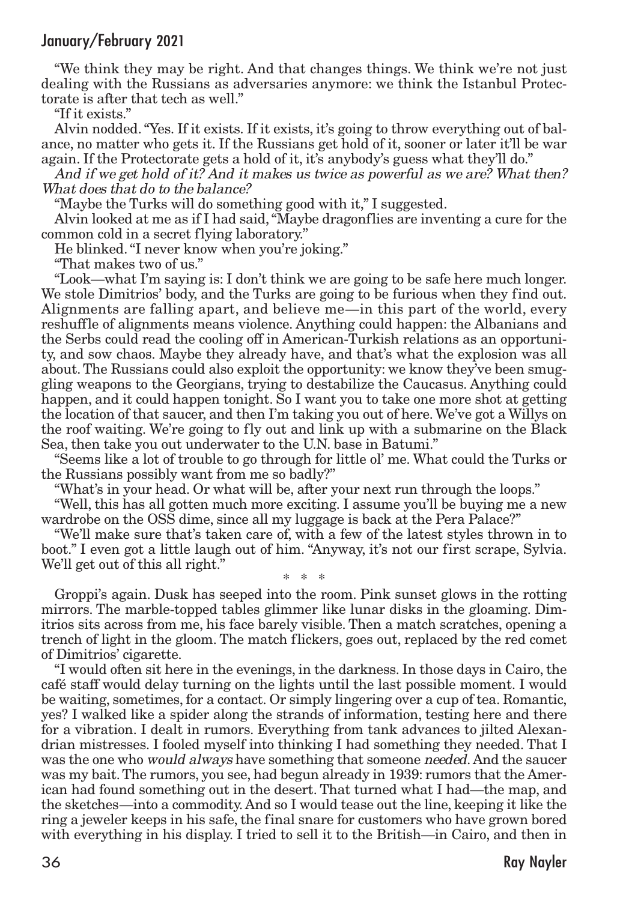"We think they may be right. And that changes things. We think we're not just dealing with the Russians as adversaries anymore: we think the Istanbul Protectorate is after that tech as well."

"If it exists."

Alvin nodded. "Yes. If it exists. If it exists, it's going to throw everything out of balance, no matter who gets it. If the Russians get hold of it, sooner or later it'll be war again. If the Protectorate gets a hold of it, it's anybody's guess what they'll do."

*And if we get hold of it? And it makes us twice as powerful as we are? What then? What does that do to the balance?*

"Maybe the Turks will do something good with it," I suggested.

Alvin looked at me as if I had said, "Maybe dragonflies are inventing a cure for the common cold in a secret flying laboratory."

He blinked. "I never know when you're joking."

"That makes two of us."

"Look—what I'm saying is: I don't think we are going to be safe here much longer. We stole Dimitrios' body, and the Turks are going to be furious when they find out. Alignments are falling apart, and believe me—in this part of the world, every reshuffle of alignments means violence. Anything could happen: the Albanians and the Serbs could read the cooling off in American-Turkish relations as an opportunity, and sow chaos. Maybe they already have, and that's what the explosion was all about. The Russians could also exploit the opportunity: we know they've been smuggling weapons to the Georgians, trying to destabilize the Caucasus. Anything could happen, and it could happen tonight. So I want you to take one more shot at getting the location of that saucer, and then I'm taking you out of here. We've got a Willys on the roof waiting. We're going to fly out and link up with a submarine on the Black Sea, then take you out underwater to the U.N. base in Batumi."

"Seems like a lot of trouble to go through for little ol' me. What could the Turks or the Russians possibly want from me so badly?"

"What's in your head. Or what will be, after your next run through the loops."

"Well, this has all gotten much more exciting. I assume you'll be buying me a new wardrobe on the OSS dime, since all my luggage is back at the Pera Palace?"

"We'll make sure that's taken care of, with a few of the latest styles thrown in to boot." I even got a little laugh out of him. "Anyway, it's not our first scrape, Sylvia. We'll get out of this all right."

\* \* \*

Groppi's again. Dusk has seeped into the room. Pink sunset glows in the rotting mirrors. The marble-topped tables glimmer like lunar disks in the gloaming. Dimitrios sits across from me, his face barely visible. Then a match scratches, opening a trench of light in the gloom. The match flickers, goes out, replaced by the red comet of Dimitrios' cigarette.

"I would often sit here in the evenings, in the darkness. In those days in Cairo, the café staff would delay turning on the lights until the last possible moment. I would be waiting, sometimes, for a contact. Or simply lingering over a cup of tea. Romantic, yes? I walked like a spider along the strands of information, testing here and there for a vibration. I dealt in rumors. Everything from tank advances to jilted Alexandrian mistresses. I fooled myself into thinking I had something they needed. That I was the one who *would always* have something that someone *needed*. And the saucer was my bait. The rumors, you see, had begun already in 1939: rumors that the American had found something out in the desert. That turned what I had—the map, and the sketches—into a commodity. And so I would tease out the line, keeping it like the ring a jeweler keeps in his safe, the final snare for customers who have grown bored with everything in his display. I tried to sell it to the British—in Cairo, and then in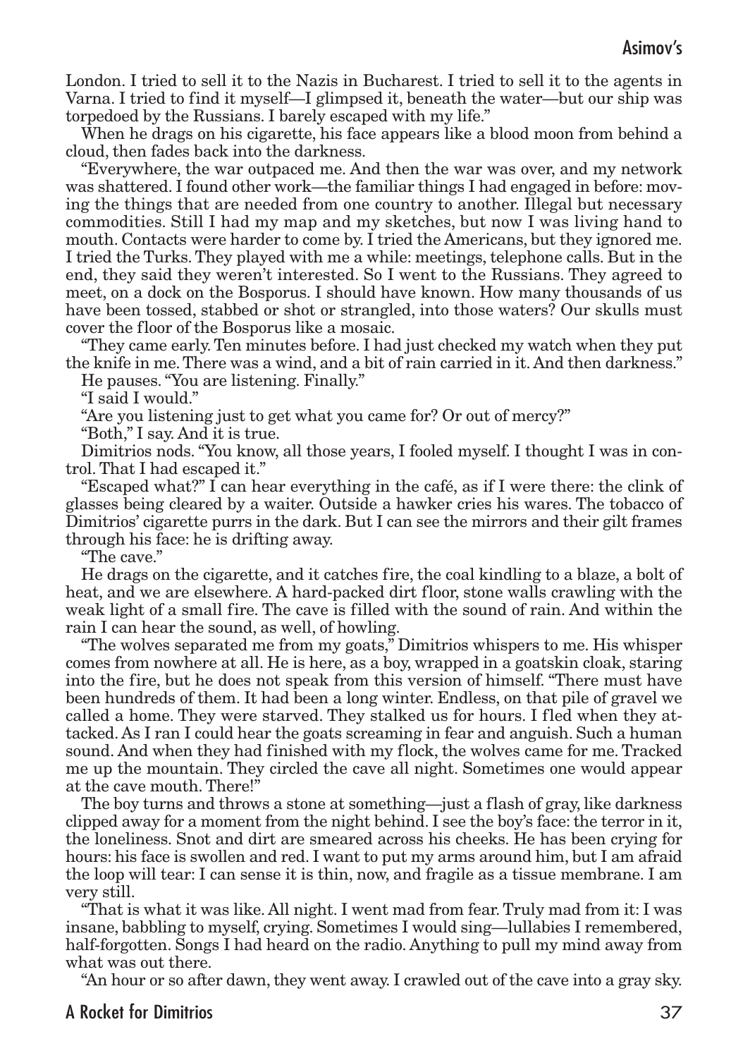London. I tried to sell it to the Nazis in Bucharest. I tried to sell it to the agents in Varna. I tried to find it myself—I glimpsed it, beneath the water—but our ship was torpedoed by the Russians. I barely escaped with my life."

When he drags on his cigarette, his face appears like a blood moon from behind a cloud, then fades back into the darkness.

"Everywhere, the war outpaced me. And then the war was over, and my network was shattered. I found other work—the familiar things I had engaged in before: moving the things that are needed from one country to another. Illegal but necessary commodities. Still I had my map and my sketches, but now I was living hand to mouth. Contacts were harder to come by. I tried the Americans, but they ignored me. I tried the Turks. They played with me a while: meetings, telephone calls. But in the end, they said they weren't interested. So I went to the Russians. They agreed to meet, on a dock on the Bosporus. I should have known. How many thousands of us have been tossed, stabbed or shot or strangled, into those waters? Our skulls must cover the floor of the Bosporus like a mosaic.

"They came early. Ten minutes before. I had just checked my watch when they put the knife in me. There was a wind, and a bit of rain carried in it. And then darkness."

He pauses. "You are listening. Finally."

"I said I would."

"Are you listening just to get what you came for? Or out of mercy?"

"Both," I say. And it is true.

Dimitrios nods. "You know, all those years, I fooled myself. I thought I was in control. That I had escaped it."

"Escaped what?" I can hear everything in the café, as if I were there: the clink of glasses being cleared by a waiter. Outside a hawker cries his wares. The tobacco of Dimitrios' cigarette purrs in the dark. But I can see the mirrors and their gilt frames through his face: he is drifting away.

"The cave."

He drags on the cigarette, and it catches fire, the coal kindling to a blaze, a bolt of heat, and we are elsewhere. A hard-packed dirt floor, stone walls crawling with the weak light of a small fire. The cave is filled with the sound of rain. And within the rain I can hear the sound, as well, of howling.

"The wolves separated me from my goats," Dimitrios whispers to me. His whisper comes from nowhere at all. He is here, as a boy, wrapped in a goatskin cloak, staring into the fire, but he does not speak from this version of himself. "There must have been hundreds of them. It had been a long winter. Endless, on that pile of gravel we called a home. They were starved. They stalked us for hours. I fled when they attacked. As I ran I could hear the goats screaming in fear and anguish. Such a human sound. And when they had finished with my flock, the wolves came for me. Tracked me up the mountain. They circled the cave all night. Sometimes one would appear at the cave mouth. There!"

The boy turns and throws a stone at something—just a flash of gray, like darkness clipped away for a moment from the night behind. I see the boy's face: the terror in it, the loneliness. Snot and dirt are smeared across his cheeks. He has been crying for hours: his face is swollen and red. I want to put my arms around him, but I am afraid the loop will tear: I can sense it is thin, now, and fragile as a tissue membrane. I am very still.

"That is what it was like. All night. I went mad from fear. Truly mad from it: I was insane, babbling to myself, crying. Sometimes I would sing—lullabies I remembered, half-forgotten. Songs I had heard on the radio. Anything to pull my mind away from what was out there.

"An hour or so after dawn, they went away. I crawled out of the cave into a gray sky.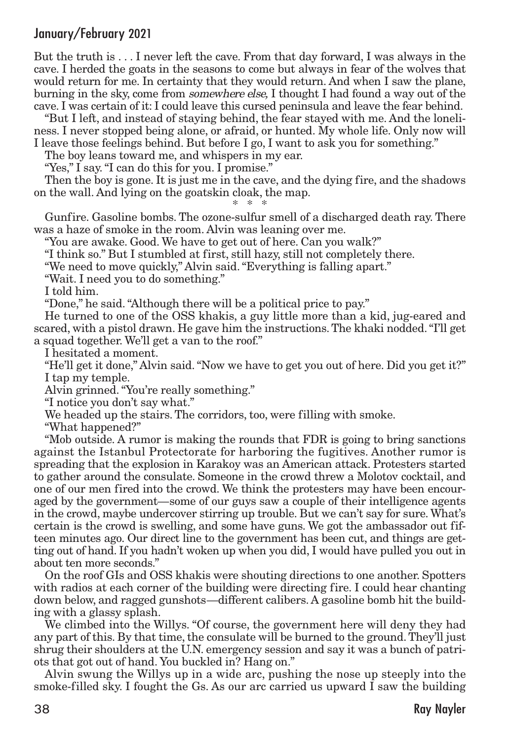But the truth is . . . I never left the cave. From that day forward, I was always in the cave. I herded the goats in the seasons to come but always in fear of the wolves that would return for me. In certainty that they would return. And when I saw the plane, burning in the sky, come from *somewhere else,* I thought I had found a way out of the cave. I was certain of it: I could leave this cursed peninsula and leave the fear behind.

"But I left, and instead of staying behind, the fear stayed with me. And the loneliness. I never stopped being alone, or afraid, or hunted. My whole life. Only now will I leave those feelings behind. But before I go, I want to ask you for something."

The boy leans toward me, and whispers in my ear.

"Yes," I say. "I can do this for you. I promise."

Then the boy is gone. It is just me in the cave, and the dying fire, and the shadows on the wall. And lying on the goatskin cloak, the map.

\* \* \*

Gunfire. Gasoline bombs. The ozone-sulfur smell of a discharged death ray. There was a haze of smoke in the room. Alvin was leaning over me.

"You are awake. Good. We have to get out of here. Can you walk?"

"I think so." But I stumbled at first, still hazy, still not completely there.

"We need to move quickly," Alvin said. "Everything is falling apart."

"Wait. I need you to do something."

I told him.

"Done," he said. "Although there will be a political price to pay."

He turned to one of the OSS khakis, a guy little more than a kid, jug-eared and scared, with a pistol drawn. He gave him the instructions. The khaki nodded. "I'll get a squad together. We'll get a van to the roof."

I hesitated a moment.

"He'll get it done," Alvin said. "Now we have to get you out of here. Did you get it?"

I tap my temple.

Alvin grinned. "You're really something."

"I notice you don't say what."

We headed up the stairs. The corridors, too, were filling with smoke.

"What happened?"

"Mob outside. A rumor is making the rounds that FDR is going to bring sanctions against the Istanbul Protectorate for harboring the fugitives. Another rumor is spreading that the explosion in Karakoy was an American attack. Protesters started to gather around the consulate. Someone in the crowd threw a Molotov cocktail, and one of our men fired into the crowd. We think the protesters may have been encouraged by the government—some of our guys saw a couple of their intelligence agents in the crowd, maybe undercover stirring up trouble. But we can't say for sure. What's certain is the crowd is swelling, and some have guns. We got the ambassador out fifteen minutes ago. Our direct line to the government has been cut, and things are getting out of hand. If you hadn't woken up when you did, I would have pulled you out in about ten more seconds."

On the roof GIs and OSS khakis were shouting directions to one another. Spotters with radios at each corner of the building were directing fire. I could hear chanting down below, and ragged gunshots—different calibers. A gasoline bomb hit the building with a glassy splash.

We climbed into the Willys. "Of course, the government here will deny they had any part of this. By that time, the consulate will be burned to the ground. They'll just shrug their shoulders at the U.N. emergency session and say it was a bunch of patriots that got out of hand. You buckled in? Hang on."

Alvin swung the Willys up in a wide arc, pushing the nose up steeply into the smoke-filled sky. I fought the Gs. As our arc carried us upward I saw the building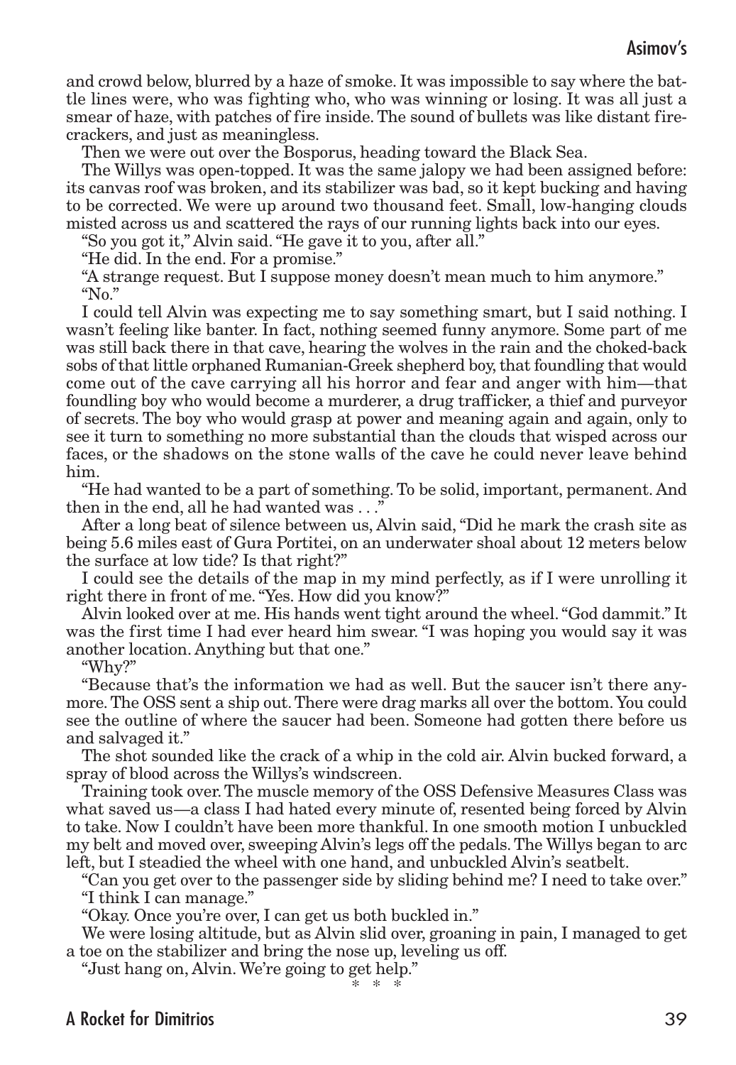and crowd below, blurred by a haze of smoke. It was impossible to say where the battle lines were, who was fighting who, who was winning or losing. It was all just a smear of haze, with patches of fire inside. The sound of bullets was like distant firecrackers, and just as meaningless.

Then we were out over the Bosporus, heading toward the Black Sea.

The Willys was open-topped. It was the same jalopy we had been assigned before: its canvas roof was broken, and its stabilizer was bad, so it kept bucking and having to be corrected. We were up around two thousand feet. Small, low-hanging clouds misted across us and scattered the rays of our running lights back into our eyes.

"So you got it," Alvin said. "He gave it to you, after all."

"He did. In the end. For a promise."

"A strange request. But I suppose money doesn't mean much to him anymore."

"No."

I could tell Alvin was expecting me to say something smart, but I said nothing. I wasn't feeling like banter. In fact, nothing seemed funny anymore. Some part of me was still back there in that cave, hearing the wolves in the rain and the choked-back sobs of that little orphaned Rumanian-Greek shepherd boy, that foundling that would come out of the cave carrying all his horror and fear and anger with him—that foundling boy who would become a murderer, a drug trafficker, a thief and purveyor of secrets. The boy who would grasp at power and meaning again and again, only to see it turn to something no more substantial than the clouds that wisped across our faces, or the shadows on the stone walls of the cave he could never leave behind him.

"He had wanted to be a part of something. To be solid, important, permanent. And then in the end, all he had wanted was . . ."

After a long beat of silence between us, Alvin said, "Did he mark the crash site as being 5.6 miles east of Gura Portitei, on an underwater shoal about 12 meters below the surface at low tide? Is that right?"

I could see the details of the map in my mind perfectly, as if I were unrolling it right there in front of me. "Yes. How did you know?"

Alvin looked over at me. His hands went tight around the wheel. "God dammit." It was the first time I had ever heard him swear. "I was hoping you would say it was another location. Anything but that one."

"Why?"

"Because that's the information we had as well. But the saucer isn't there anymore. The OSS sent a ship out. There were drag marks all over the bottom. You could see the outline of where the saucer had been. Someone had gotten there before us and salvaged it."

The shot sounded like the crack of a whip in the cold air. Alvin bucked forward, a spray of blood across the Willys's windscreen.

Training took over. The muscle memory of the OSS Defensive Measures Class was what saved us—a class I had hated every minute of, resented being forced by Alvin to take. Now I couldn't have been more thankful. In one smooth motion I unbuckled my belt and moved over, sweeping Alvin's legs off the pedals. The Willys began to arc left, but I steadied the wheel with one hand, and unbuckled Alvin's seatbelt.

"Can you get over to the passenger side by sliding behind me? I need to take over."

"I think I can manage."

"Okay. Once you're over, I can get us both buckled in."

We were losing altitude, but as Alvin slid over, groaning in pain, I managed to get a toe on the stabilizer and bring the nose up, leveling us off.

"Just hang on, Alvin. We're going to get help."

\* \* \*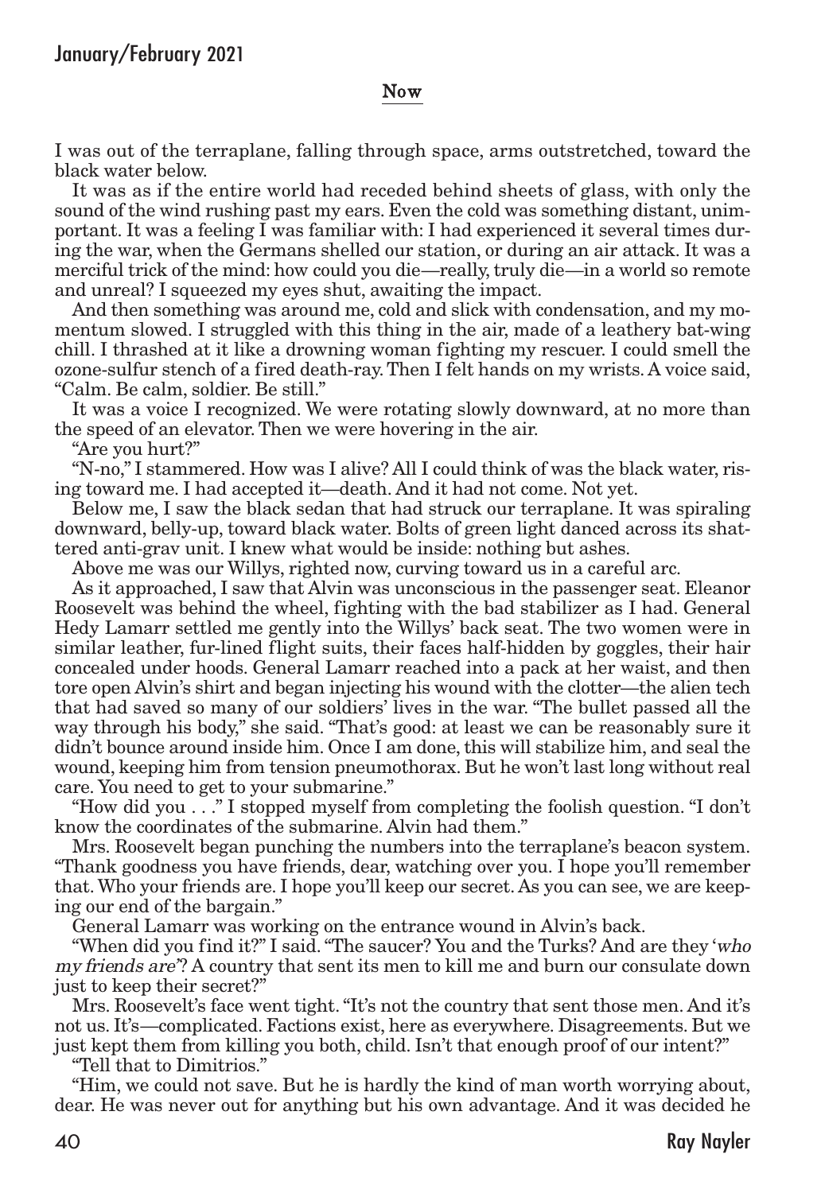## Now

I was out of the terraplane, falling through space, arms outstretched, toward the black water below.

It was as if the entire world had receded behind sheets of glass, with only the sound of the wind rushing past my ears. Even the cold was something distant, unimportant. It was a feeling I was familiar with: I had experienced it several times during the war, when the Germans shelled our station, or during an air attack. It was a merciful trick of the mind: how could you die—really, truly die—in a world so remote and unreal? I squeezed my eyes shut, awaiting the impact.

And then something was around me, cold and slick with condensation, and my momentum slowed. I struggled with this thing in the air, made of a leathery bat-wing chill. I thrashed at it like a drowning woman fighting my rescuer. I could smell the ozone-sulfur stench of a fired death-ray. Then I felt hands on my wrists. A voice said, "Calm. Be calm, soldier. Be still."

It was a voice I recognized. We were rotating slowly downward, at no more than the speed of an elevator. Then we were hovering in the air.

"Are you hurt?"

"N-no," I stammered. How was I alive? All I could think of was the black water, rising toward me. I had accepted it—death. And it had not come. Not yet.

Below me, I saw the black sedan that had struck our terraplane. It was spiraling downward, belly-up, toward black water. Bolts of green light danced across its shattered anti-grav unit. I knew what would be inside: nothing but ashes.

Above me was our Willys, righted now, curving toward us in a careful arc.

As it approached, I saw that Alvin was unconscious in the passenger seat. Eleanor Roosevelt was behind the wheel, fighting with the bad stabilizer as I had. General Hedy Lamarr settled me gently into the Willys' back seat. The two women were in similar leather, fur-lined flight suits, their faces half-hidden by goggles, their hair concealed under hoods. General Lamarr reached into a pack at her waist, and then tore open Alvin's shirt and began injecting his wound with the clotter—the alien tech that had saved so many of our soldiers' lives in the war. "The bullet passed all the way through his body," she said. "That's good: at least we can be reasonably sure it didn't bounce around inside him. Once I am done, this will stabilize him, and seal the wound, keeping him from tension pneumothorax. But he won't last long without real care. You need to get to your submarine."

"How did you . . ." I stopped myself from completing the foolish question. "I don't know the coordinates of the submarine. Alvin had them."

Mrs. Roosevelt began punching the numbers into the terraplane's beacon system. "Thank goodness you have friends, dear, watching over you. I hope you'll remember that. Who your friends are. I hope you'll keep our secret. As you can see, we are keeping our end of the bargain."

General Lamarr was working on the entrance wound in Alvin's back.

"When did you find it?" I said. "The saucer? You and the Turks? And are they '*who my friends are*'? A country that sent its men to kill me and burn our consulate down just to keep their secret?"

Mrs. Roosevelt's face went tight. "It's not the country that sent those men. And it's not us. It's—complicated. Factions exist, here as everywhere. Disagreements. But we just kept them from killing you both, child. Isn't that enough proof of our intent?"

"Tell that to Dimitrios."

"Him, we could not save. But he is hardly the kind of man worth worrying about, dear. He was never out for anything but his own advantage. And it was decided he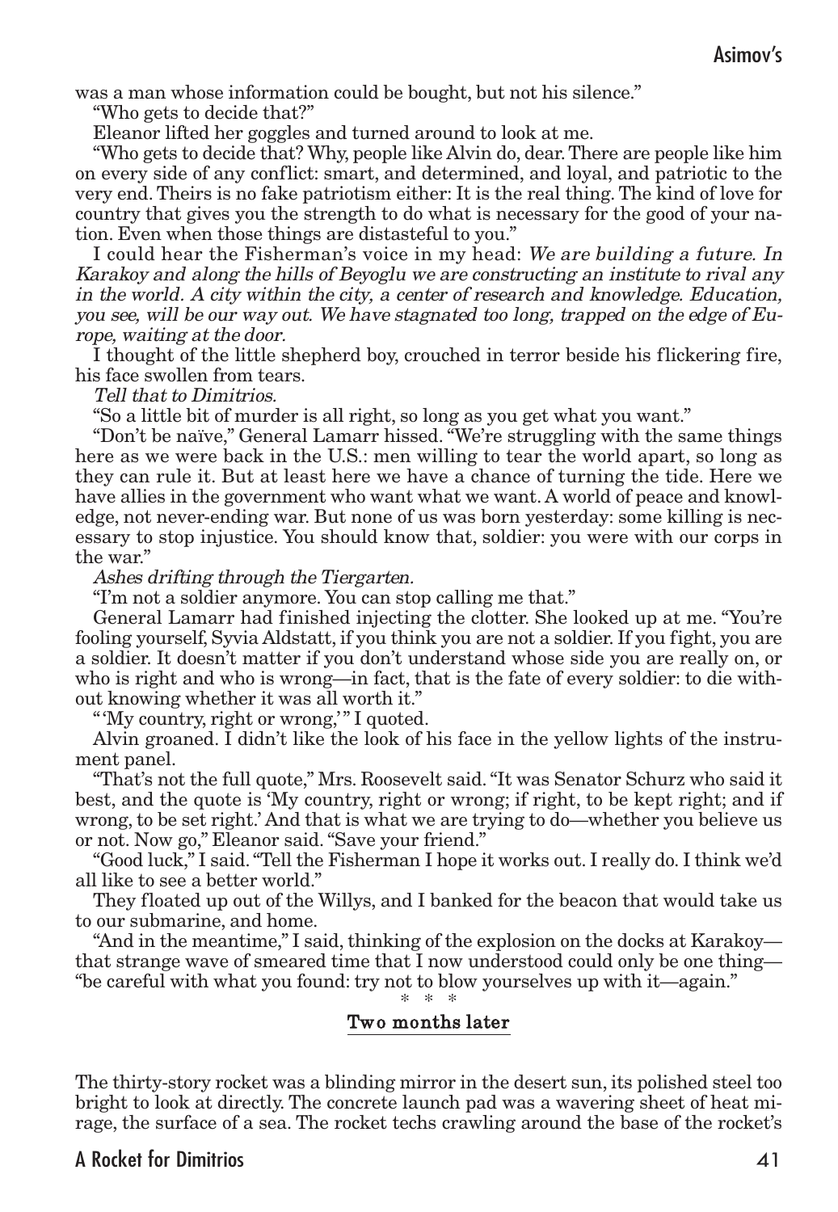was a man whose information could be bought, but not his silence."

"Who gets to decide that?"

Eleanor lifted her goggles and turned around to look at me.

"Who gets to decide that? Why, people like Alvin do, dear. There are people like him on every side of any conflict: smart, and determined, and loyal, and patriotic to the very end. Theirs is no fake patriotism either: It is the real thing. The kind of love for country that gives you the strength to do what is necessary for the good of your nation. Even when those things are distasteful to you."

I could hear the Fisherman's voice in my head: *We are building a future. In Karakoy and along the hills of Beyoglu we are constructing an institute to rival any in the world. A city within the city, a center of research and knowledge. Education, you see, will be our way out. We have stagnated too long, trapped on the edge of Europe, waiting at the door.*

I thought of the little shepherd boy, crouched in terror beside his flickering fire, his face swollen from tears.

*Tell that to Dimitrios.*

"So a little bit of murder is all right, so long as you get what you want."

"Don't be naïve," General Lamarr hissed. "We're struggling with the same things here as we were back in the U.S.: men willing to tear the world apart, so long as they can rule it. But at least here we have a chance of turning the tide. Here we have allies in the government who want what we want. A world of peace and knowledge, not never-ending war. But none of us was born yesterday: some killing is necessary to stop injustice. You should know that, soldier: you were with our corps in the war."

*Ashes drifting through the Tiergarten.*

"I'm not a soldier anymore. You can stop calling me that."

General Lamarr had finished injecting the clotter. She looked up at me. "You're fooling yourself, Syvia Aldstatt, if you think you are not a soldier. If you fight, you are a soldier. It doesn't matter if you don't understand whose side you are really on, or who is right and who is wrong—in fact, that is the fate of every soldier: to die without knowing whether it was all worth it."

"'My country, right or wrong,'" I quoted.

Alvin groaned. I didn't like the look of his face in the yellow lights of the instrument panel.

"That's not the full quote," Mrs. Roosevelt said. "It was Senator Schurz who said it best, and the quote is 'My country, right or wrong; if right, to be kept right; and if wrong, to be set right.' And that is what we are trying to do—whether you believe us or not. Now go," Eleanor said. "Save your friend."

"Good luck," I said. "Tell the Fisherman I hope it works out. I really do. I think we'd all like to see a better world."

They floated up out of the Willys, and I banked for the beacon that would take us to our submarine, and home.

"And in the meantime," I said, thinking of the explosion on the docks at Karakoy—that strange wave of smeared time that I now understood could only be one thing—"be careful with what you found: try not to blow yourselves up with it—again."

\* \* \*

**Two months later**

The thirty-story rocket was a blinding mirror in the desert sun, its polished steel too bright to look at directly. The concrete launch pad was a wavering sheet of heat mirage, the surface of a sea. The rocket techs crawling around the base of the rocket's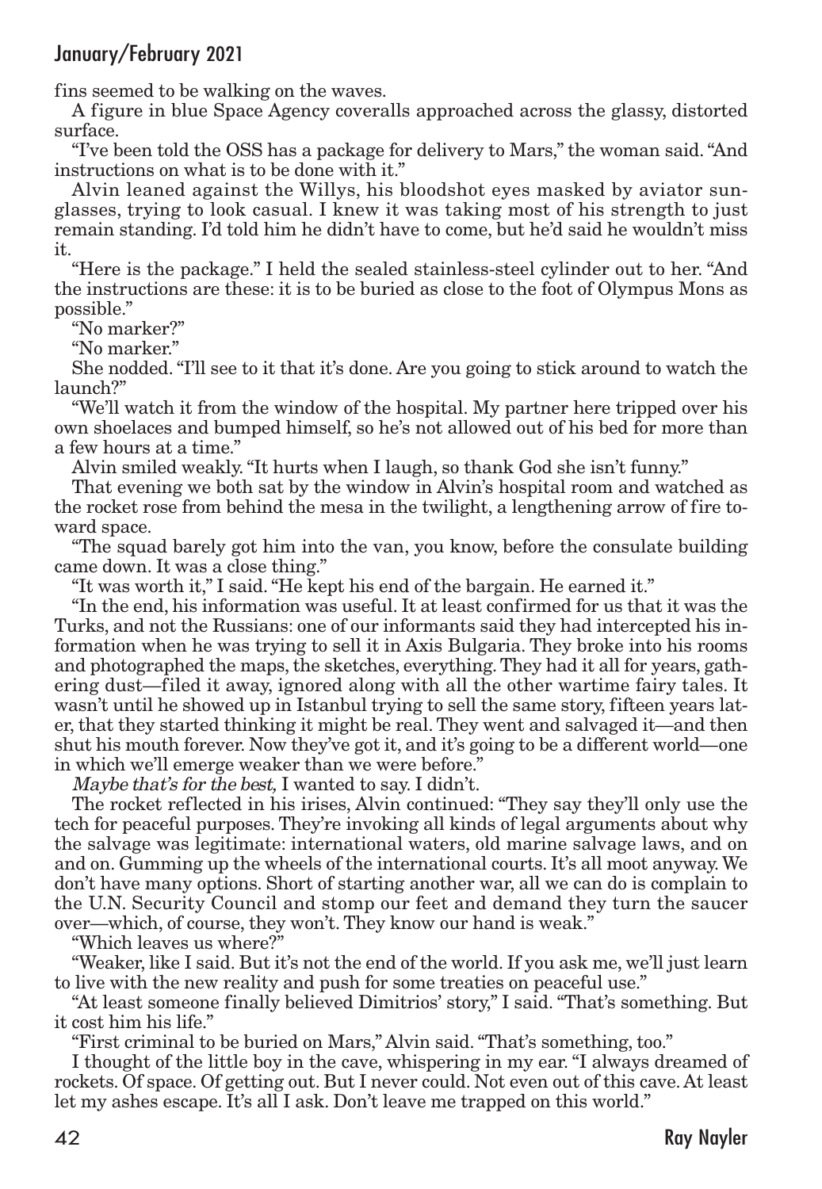fins seemed to be walking on the waves.

A figure in blue Space Agency coveralls approached across the glassy, distorted surface.

"I've been told the OSS has a package for delivery to Mars," the woman said. "And instructions on what is to be done with it."

Alvin leaned against the Willys, his bloodshot eyes masked by aviator sunglasses, trying to look casual. I knew it was taking most of his strength to just remain standing. I'd told him he didn't have to come, but he'd said he wouldn't miss it.

"Here is the package." I held the sealed stainless-steel cylinder out to her. "And the instructions are these: it is to be buried as close to the foot of Olympus Mons as possible."

"No marker?"

"No marker."

She nodded. "I'll see to it that it's done. Are you going to stick around to watch the launch?"

"We'll watch it from the window of the hospital. My partner here tripped over his own shoelaces and bumped himself, so he's not allowed out of his bed for more than a few hours at a time."

Alvin smiled weakly. "It hurts when I laugh, so thank God she isn't funny."

That evening we both sat by the window in Alvin's hospital room and watched as the rocket rose from behind the mesa in the twilight, a lengthening arrow of fire toward space.

"The squad barely got him into the van, you know, before the consulate building came down. It was a close thing."

"It was worth it," I said. "He kept his end of the bargain. He earned it."

"In the end, his information was useful. It at least confirmed for us that it was the Turks, and not the Russians: one of our informants said they had intercepted his information when he was trying to sell it in Axis Bulgaria. They broke into his rooms and photographed the maps, the sketches, everything. They had it all for years, gathering dust—filed it away, ignored along with all the other wartime fairy tales. It wasn't until he showed up in Istanbul trying to sell the same story, fifteen years later, that they started thinking it might be real. They went and salvaged it—and then shut his mouth forever. Now they've got it, and it's going to be a different world—one in which we'll emerge weaker than we were before."

*Maybe that's for the best,* I wanted to say. I didn't.

The rocket reflected in his irises, Alvin continued: "They say they'll only use the tech for peaceful purposes. They're invoking all kinds of legal arguments about why the salvage was legitimate: international waters, old marine salvage laws, and on and on. Gumming up the wheels of the international courts. It's all moot anyway. We don't have many options. Short of starting another war, all we can do is complain to the U.N. Security Council and stomp our feet and demand they turn the saucer over—which, of course, they won't. They know our hand is weak."

"Which leaves us where?"

"Weaker, like I said. But it's not the end of the world. If you ask me, we'll just learn to live with the new reality and push for some treaties on peaceful use."

"At least someone finally believed Dimitrios' story," I said. "That's something. But it cost him his life."

"First criminal to be buried on Mars," Alvin said. "That's something, too."

I thought of the little boy in the cave, whispering in my ear. "I always dreamed of rockets. Of space. Of getting out. But I never could. Not even out of this cave. At least let my ashes escape. It's all I ask. Don't leave me trapped on this world."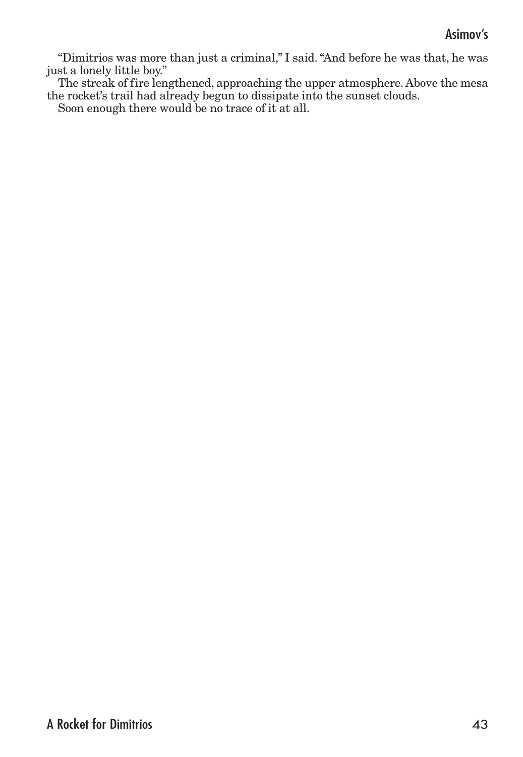"Dimitrios was more than just a criminal," I said. "And before he was that, he was just a lonely little boy."

The streak of fire lengthened, approaching the upper atmosphere. Above the mesa the rocket's trail had already begun to dissipate into the sunset clouds.

Soon enough there would be no trace of it at all.